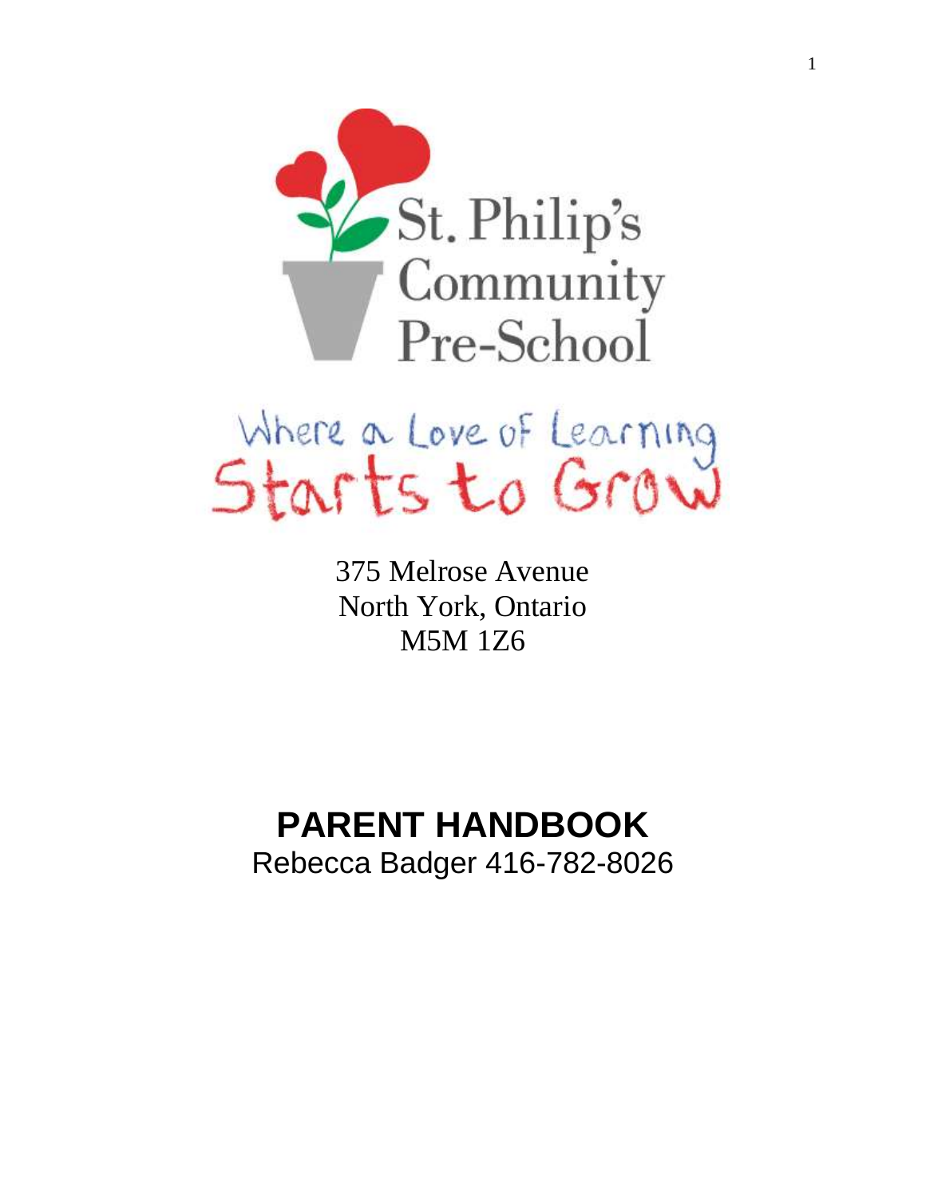St. Philip's
Community
Pre-School

Where a Love of Learning
Starts to Grow

375 Melrose Avenue
North York, Ontario
M5M 1Z6

# PARENT HANDBOOK

Rebecca Badger 416-782-8026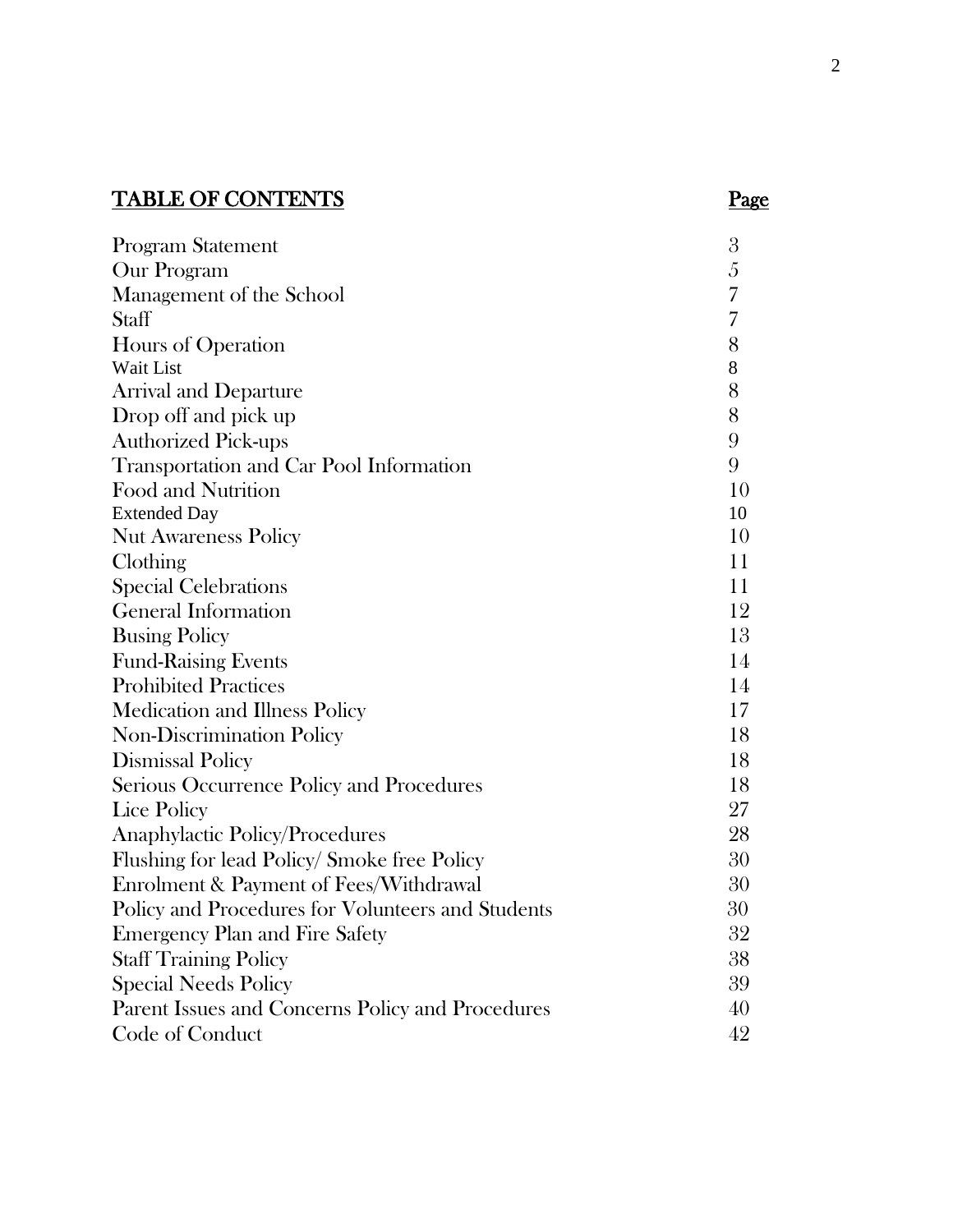| TABLE OF CONTENTS | Page |
|---|---|
| Program Statement | 3 |
| Our Program | 5 |
| Management of the School | 7 |
| Staff | 7 |
| Hours of Operation | 8 |
| Wait List | 8 |
| Arrival and Departure | 8 |
| Drop off and pick up | 8 |
| Authorized Pick-ups | 9 |
| Transportation and Car Pool Information | 9 |
| Food and Nutrition | 10 |
| Extended Day | 10 |
| Nut Awareness Policy | 10 |
| Clothing | 11 |
| Special Celebrations | 11 |
| General Information | 12 |
| Busing Policy | 13 |
| Fund-Raising Events | 14 |
| Prohibited Practices | 14 |
| Medication and Illness Policy | 17 |
| Non-Discrimination Policy | 18 |
| Dismissal Policy | 18 |
| Serious Occurrence Policy and Procedures | 18 |
| Lice Policy | 27 |
| Anaphylactic Policy/Procedures | 28 |
| Flushing for lead Policy/ Smoke free Policy | 30 |
| Enrolment & Payment of Fees/Withdrawal | 30 |
| Policy and Procedures for Volunteers and Students | 30 |
| Emergency Plan and Fire Safety | 32 |
| Staff Training Policy | 38 |
| Special Needs Policy | 39 |
| Parent Issues and Concerns Policy and Procedures | 40 |
| Code of Conduct | 42 |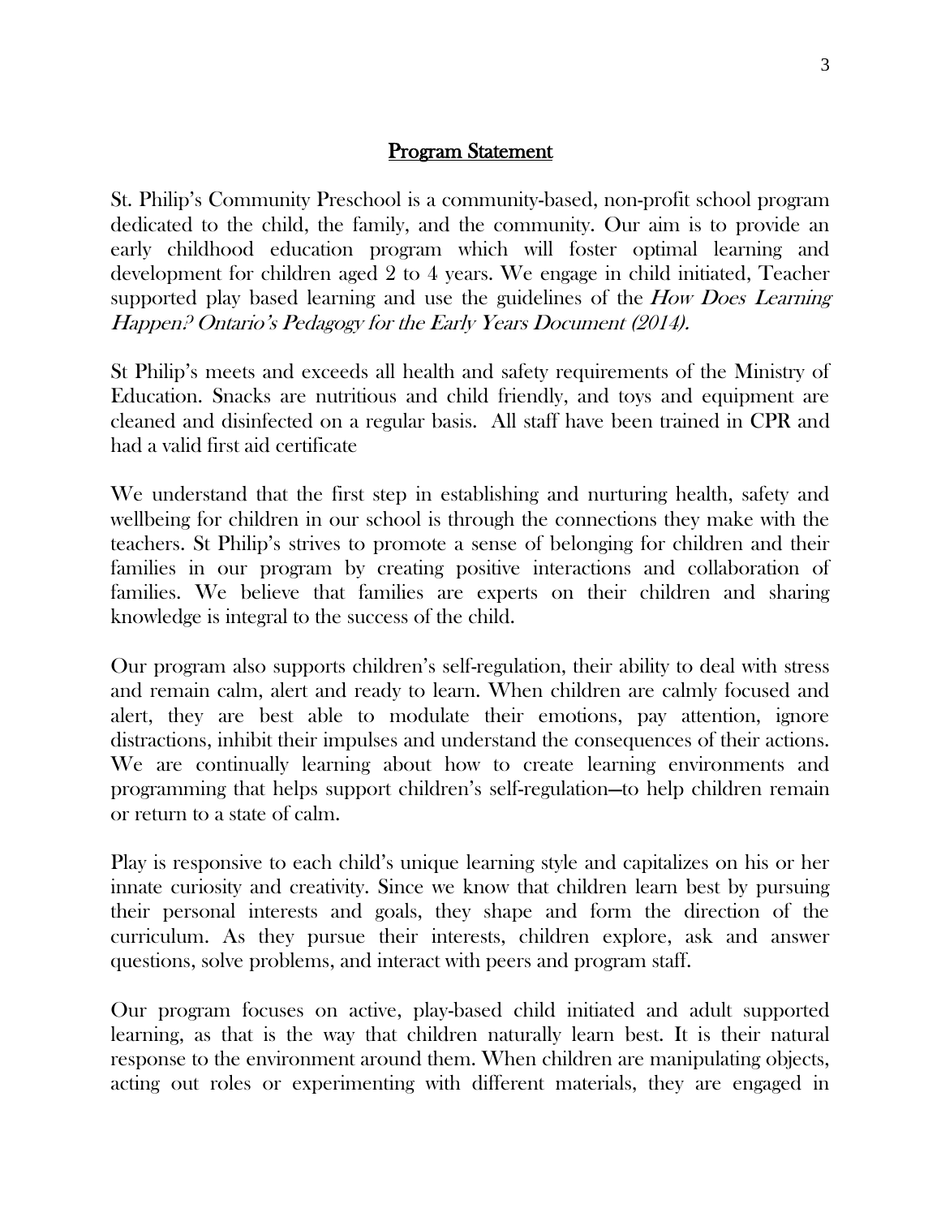## Program Statement

St. Philip's Community Preschool is a community-based, non-profit school program dedicated to the child, the family, and the community. Our aim is to provide an early childhood education program which will foster optimal learning and development for children aged 2 to 4 years. We engage in child initiated, Teacher supported play based learning and use the guidelines of the *How Does Learning Happen? Ontario's Pedagogy for the Early Years Document (2014).*

St Philip's meets and exceeds all health and safety requirements of the Ministry of Education. Snacks are nutritious and child friendly, and toys and equipment are cleaned and disinfected on a regular basis. All staff have been trained in CPR and had a valid first aid certificate

We understand that the first step in establishing and nurturing health, safety and wellbeing for children in our school is through the connections they make with the teachers. St Philip's strives to promote a sense of belonging for children and their families in our program by creating positive interactions and collaboration of families. We believe that families are experts on their children and sharing knowledge is integral to the success of the child.

Our program also supports children's self-regulation, their ability to deal with stress and remain calm, alert and ready to learn. When children are calmly focused and alert, they are best able to modulate their emotions, pay attention, ignore distractions, inhibit their impulses and understand the consequences of their actions. We are continually learning about how to create learning environments and programming that helps support children's self-regulation—to help children remain or return to a state of calm.

Play is responsive to each child's unique learning style and capitalizes on his or her innate curiosity and creativity. Since we know that children learn best by pursuing their personal interests and goals, they shape and form the direction of the curriculum. As they pursue their interests, children explore, ask and answer questions, solve problems, and interact with peers and program staff.

Our program focuses on active, play-based child initiated and adult supported learning, as that is the way that children naturally learn best. It is their natural response to the environment around them. When children are manipulating objects, acting out roles or experimenting with different materials, they are engaged in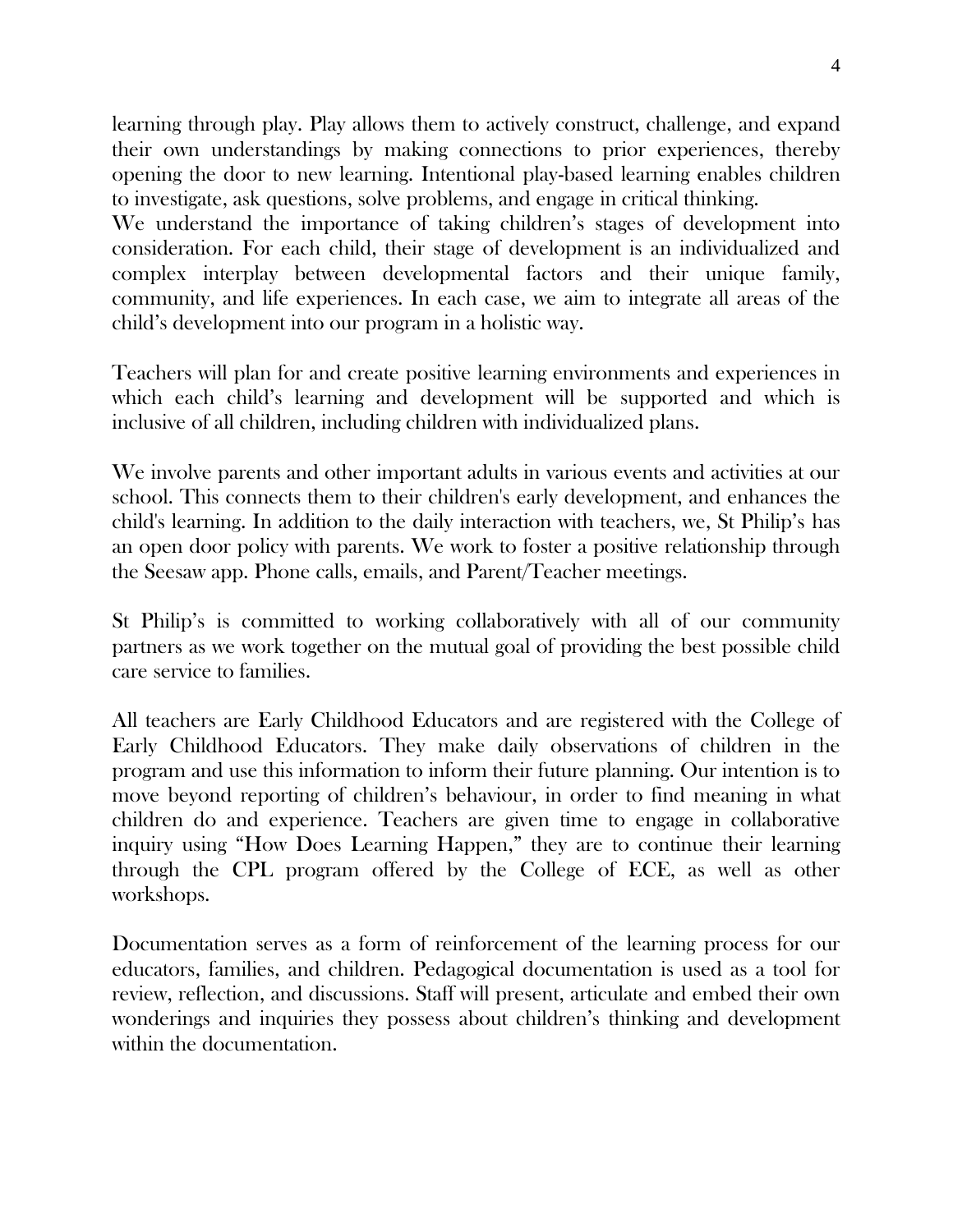learning through play. Play allows them to actively construct, challenge, and expand their own understandings by making connections to prior experiences, thereby opening the door to new learning. Intentional play-based learning enables children to investigate, ask questions, solve problems, and engage in critical thinking.
We understand the importance of taking children's stages of development into consideration. For each child, their stage of development is an individualized and complex interplay between developmental factors and their unique family, community, and life experiences. In each case, we aim to integrate all areas of the child's development into our program in a holistic way.

Teachers will plan for and create positive learning environments and experiences in which each child's learning and development will be supported and which is inclusive of all children, including children with individualized plans.

We involve parents and other important adults in various events and activities at our school. This connects them to their children's early development, and enhances the child's learning. In addition to the daily interaction with teachers, we, St Philip's has an open door policy with parents. We work to foster a positive relationship through the Seesaw app. Phone calls, emails, and Parent/Teacher meetings.

St Philip's is committed to working collaboratively with all of our community partners as we work together on the mutual goal of providing the best possible child care service to families.

All teachers are Early Childhood Educators and are registered with the College of Early Childhood Educators. They make daily observations of children in the program and use this information to inform their future planning. Our intention is to move beyond reporting of children's behaviour, in order to find meaning in what children do and experience. Teachers are given time to engage in collaborative inquiry using "How Does Learning Happen," they are to continue their learning through the CPL program offered by the College of ECE, as well as other workshops.

Documentation serves as a form of reinforcement of the learning process for our educators, families, and children. Pedagogical documentation is used as a tool for review, reflection, and discussions. Staff will present, articulate and embed their own wonderings and inquiries they possess about children's thinking and development within the documentation.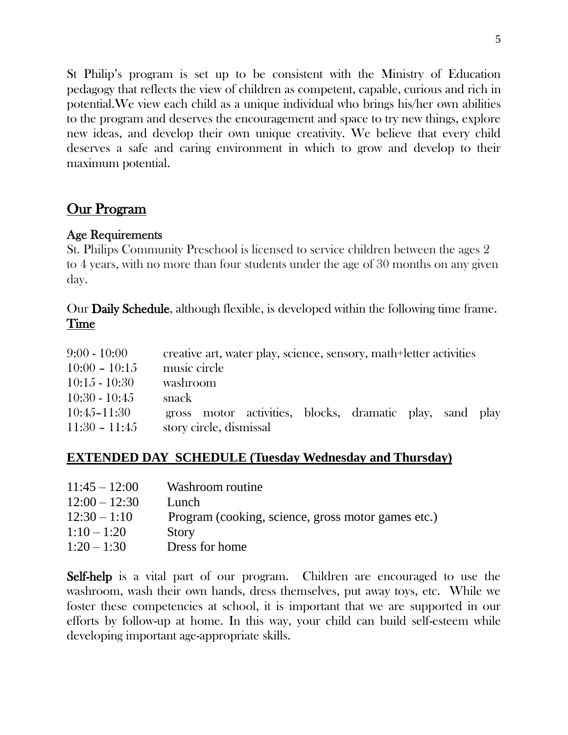St Philip's program is set up to be consistent with the Ministry of Education pedagogy that reflects the view of children as competent, capable, curious and rich in potential.We view each child as a unique individual who brings his/her own abilities to the program and deserves the encouragement and space to try new things, explore new ideas, and develop their own unique creativity. We believe that every child deserves a safe and caring environment in which to grow and develop to their maximum potential.

## Our Program

### Age Requirements

St. Philips Community Preschool is licensed to service children between the ages 2 to 4 years, with no more than four students under the age of 30 months on any given day.

Our **Daily Schedule**, although flexible, is developed within the following time frame.

| Time | |
|---|---|
| 9:00 - 10:00 | creative art, water play, science, sensory, math+letter activities |
| 10:00 – 10:15 | music circle |
| 10:15 - 10:30 | washroom |
| 10:30 - 10:45 | snack |
| 10:45–11:30 | gross motor activities, blocks, dramatic play, sand play |
| 11:30 – 11:45 | story circle, dismissal |

### EXTENDED DAY SCHEDULE (Tuesday Wednesday and Thursday)

| | |
|---|---|
| 11:45 – 12:00 | Washroom routine |
| 12:00 – 12:30 | Lunch |
| 12:30 – 1:10 | Program (cooking, science, gross motor games etc.) |
| 1:10 – 1:20 | Story |
| 1:20 – 1:30 | Dress for home |

**Self-help** is a vital part of our program. Children are encouraged to use the washroom, wash their own hands, dress themselves, put away toys, etc. While we foster these competencies at school, it is important that we are supported in our efforts by follow-up at home. In this way, your child can build self-esteem while developing important age-appropriate skills.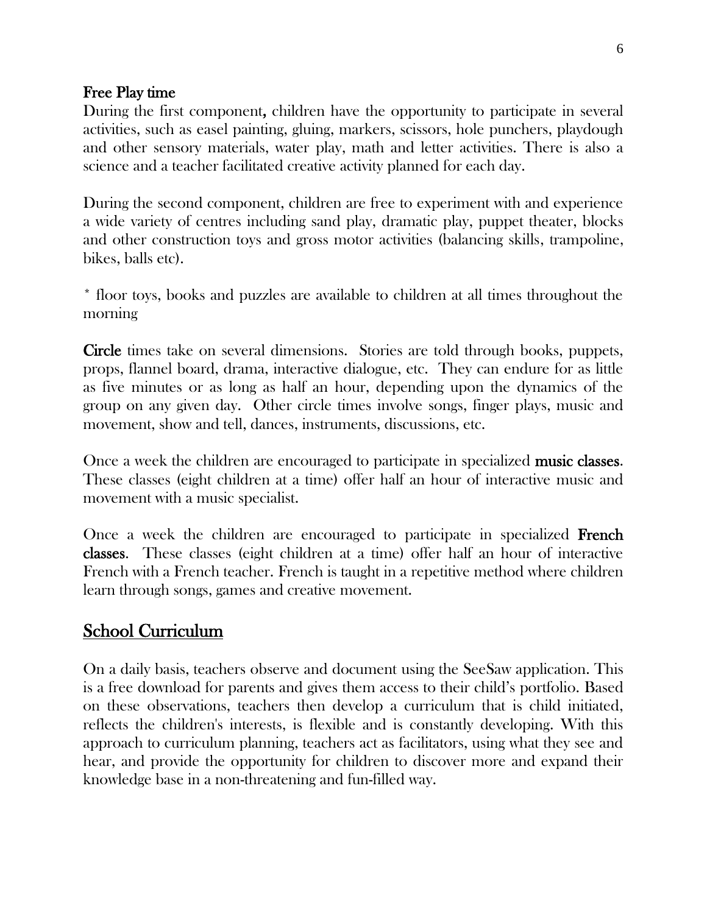**Free Play time**

During the first component**,** children have the opportunity to participate in several activities, such as easel painting, gluing, markers, scissors, hole punchers, playdough and other sensory materials, water play, math and letter activities. There is also a science and a teacher facilitated creative activity planned for each day.

During the second component, children are free to experiment with and experience a wide variety of centres including sand play, dramatic play, puppet theater, blocks and other construction toys and gross motor activities (balancing skills, trampoline, bikes, balls etc).

\* floor toys, books and puzzles are available to children at all times throughout the morning

**Circle** times take on several dimensions. Stories are told through books, puppets, props, flannel board, drama, interactive dialogue, etc. They can endure for as little as five minutes or as long as half an hour, depending upon the dynamics of the group on any given day. Other circle times involve songs, finger plays, music and movement, show and tell, dances, instruments, discussions, etc.

Once a week the children are encouraged to participate in specialized **music classes**. These classes (eight children at a time) offer half an hour of interactive music and movement with a music specialist.

Once a week the children are encouraged to participate in specialized **French classes**. These classes (eight children at a time) offer half an hour of interactive French with a French teacher. French is taught in a repetitive method where children learn through songs, games and creative movement.

## School Curriculum

On a daily basis, teachers observe and document using the SeeSaw application. This is a free download for parents and gives them access to their child's portfolio. Based on these observations, teachers then develop a curriculum that is child initiated, reflects the children's interests, is flexible and is constantly developing. With this approach to curriculum planning, teachers act as facilitators, using what they see and hear, and provide the opportunity for children to discover more and expand their knowledge base in a non-threatening and fun-filled way.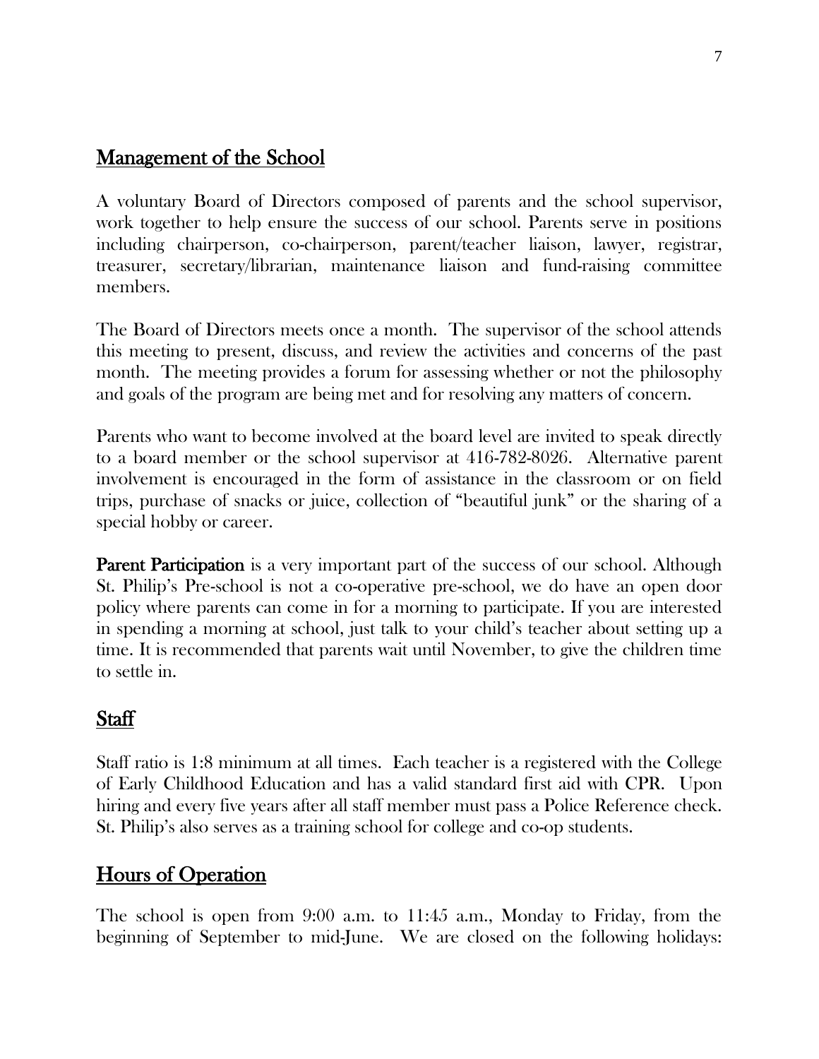## Management of the School

A voluntary Board of Directors composed of parents and the school supervisor, work together to help ensure the success of our school. Parents serve in positions including chairperson, co-chairperson, parent/teacher liaison, lawyer, registrar, treasurer, secretary/librarian, maintenance liaison and fund-raising committee members.

The Board of Directors meets once a month. The supervisor of the school attends this meeting to present, discuss, and review the activities and concerns of the past month. The meeting provides a forum for assessing whether or not the philosophy and goals of the program are being met and for resolving any matters of concern.

Parents who want to become involved at the board level are invited to speak directly to a board member or the school supervisor at 416-782-8026. Alternative parent involvement is encouraged in the form of assistance in the classroom or on field trips, purchase of snacks or juice, collection of "beautiful junk" or the sharing of a special hobby or career.

**Parent Participation** is a very important part of the success of our school. Although St. Philip's Pre-school is not a co-operative pre-school, we do have an open door policy where parents can come in for a morning to participate. If you are interested in spending a morning at school, just talk to your child's teacher about setting up a time. It is recommended that parents wait until November, to give the children time to settle in.

## Staff

Staff ratio is 1:8 minimum at all times. Each teacher is a registered with the College of Early Childhood Education and has a valid standard first aid with CPR. Upon hiring and every five years after all staff member must pass a Police Reference check. St. Philip's also serves as a training school for college and co-op students.

## Hours of Operation

The school is open from 9:00 a.m. to 11:45 a.m., Monday to Friday, from the beginning of September to mid-June. We are closed on the following holidays: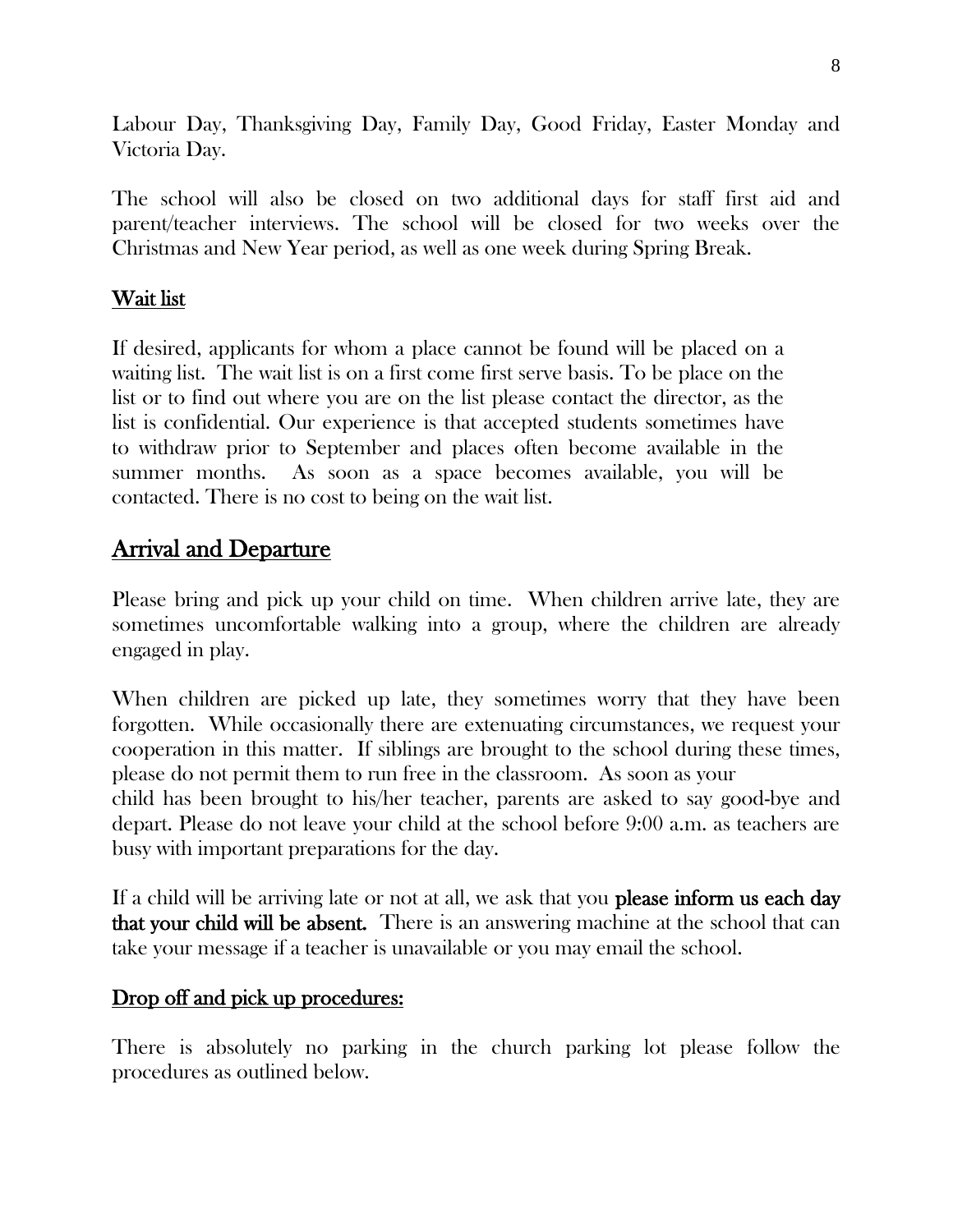Labour Day, Thanksgiving Day, Family Day, Good Friday, Easter Monday and Victoria Day.

The school will also be closed on two additional days for staff first aid and parent/teacher interviews. The school will be closed for two weeks over the Christmas and New Year period, as well as one week during Spring Break.

### Wait list

If desired, applicants for whom a place cannot be found will be placed on a waiting list. The wait list is on a first come first serve basis. To be place on the list or to find out where you are on the list please contact the director, as the list is confidential. Our experience is that accepted students sometimes have to withdraw prior to September and places often become available in the summer months. As soon as a space becomes available, you will be contacted. There is no cost to being on the wait list.

## Arrival and Departure

Please bring and pick up your child on time. When children arrive late, they are sometimes uncomfortable walking into a group, where the children are already engaged in play.

When children are picked up late, they sometimes worry that they have been forgotten. While occasionally there are extenuating circumstances, we request your cooperation in this matter. If siblings are brought to the school during these times, please do not permit them to run free in the classroom. As soon as your child has been brought to his/her teacher, parents are asked to say good-bye and depart. Please do not leave your child at the school before 9:00 a.m. as teachers are busy with important preparations for the day.

If a child will be arriving late or not at all, we ask that you **please inform us each day that your child will be absent.** There is an answering machine at the school that can take your message if a teacher is unavailable or you may email the school.

### Drop off and pick up procedures:

There is absolutely no parking in the church parking lot please follow the procedures as outlined below.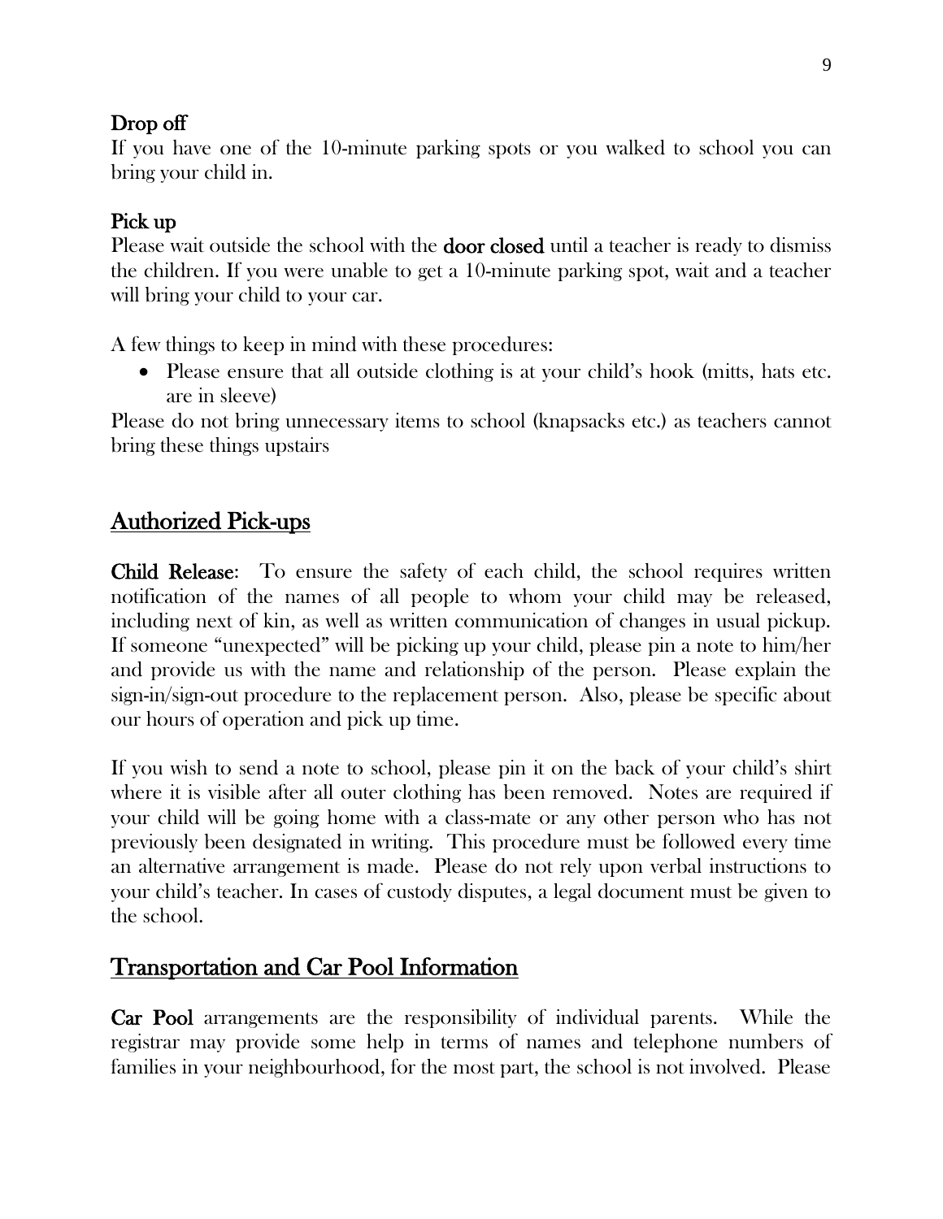**Drop off**
If you have one of the 10-minute parking spots or you walked to school you can bring your child in.

**Pick up**
Please wait outside the school with the **door closed** until a teacher is ready to dismiss the children. If you were unable to get a 10-minute parking spot, wait and a teacher will bring your child to your car.

A few things to keep in mind with these procedures:

- Please ensure that all outside clothing is at your child's hook (mitts, hats etc. are in sleeve)

Please do not bring unnecessary items to school (knapsacks etc.) as teachers cannot bring these things upstairs

## Authorized Pick-ups

**Child Release**: To ensure the safety of each child, the school requires written notification of the names of all people to whom your child may be released, including next of kin, as well as written communication of changes in usual pickup. If someone "unexpected" will be picking up your child, please pin a note to him/her and provide us with the name and relationship of the person. Please explain the sign-in/sign-out procedure to the replacement person. Also, please be specific about our hours of operation and pick up time.

If you wish to send a note to school, please pin it on the back of your child's shirt where it is visible after all outer clothing has been removed. Notes are required if your child will be going home with a class-mate or any other person who has not previously been designated in writing. This procedure must be followed every time an alternative arrangement is made. Please do not rely upon verbal instructions to your child's teacher. In cases of custody disputes, a legal document must be given to the school.

## Transportation and Car Pool Information

**Car Pool** arrangements are the responsibility of individual parents. While the registrar may provide some help in terms of names and telephone numbers of families in your neighbourhood, for the most part, the school is not involved. Please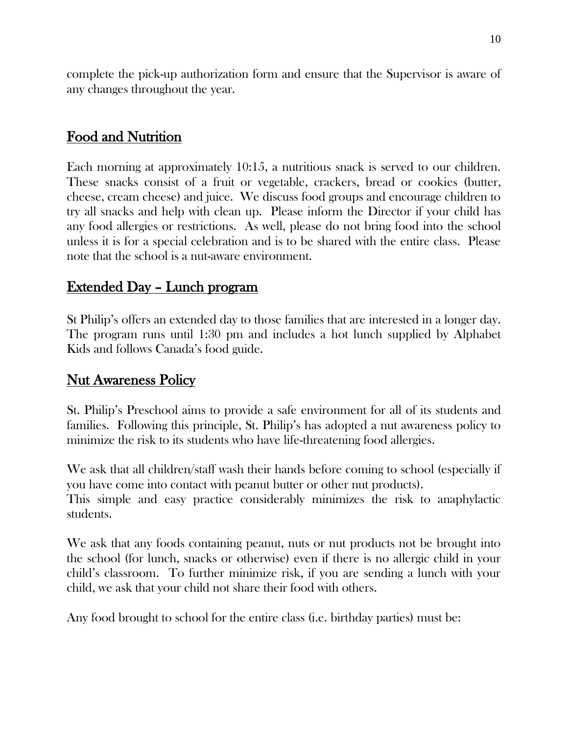complete the pick-up authorization form and ensure that the Supervisor is aware of any changes throughout the year.

## Food and Nutrition

Each morning at approximately 10:15, a nutritious snack is served to our children. These snacks consist of a fruit or vegetable, crackers, bread or cookies (butter, cheese, cream cheese) and juice. We discuss food groups and encourage children to try all snacks and help with clean up. Please inform the Director if your child has any food allergies or restrictions. As well, please do not bring food into the school unless it is for a special celebration and is to be shared with the entire class. Please note that the school is a nut-aware environment.

## Extended Day – Lunch program

St Philip's offers an extended day to those families that are interested in a longer day. The program runs until 1:30 pm and includes a hot lunch supplied by Alphabet Kids and follows Canada's food guide.

## Nut Awareness Policy

St. Philip's Preschool aims to provide a safe environment for all of its students and families. Following this principle, St. Philip's has adopted a nut awareness policy to minimize the risk to its students who have life-threatening food allergies.

We ask that all children/staff wash their hands before coming to school (especially if you have come into contact with peanut butter or other nut products).
This simple and easy practice considerably minimizes the risk to anaphylactic students.

We ask that any foods containing peanut, nuts or nut products not be brought into the school (for lunch, snacks or otherwise) even if there is no allergic child in your child's classroom. To further minimize risk, if you are sending a lunch with your child, we ask that your child not share their food with others.

Any food brought to school for the entire class (i.e. birthday parties) must be: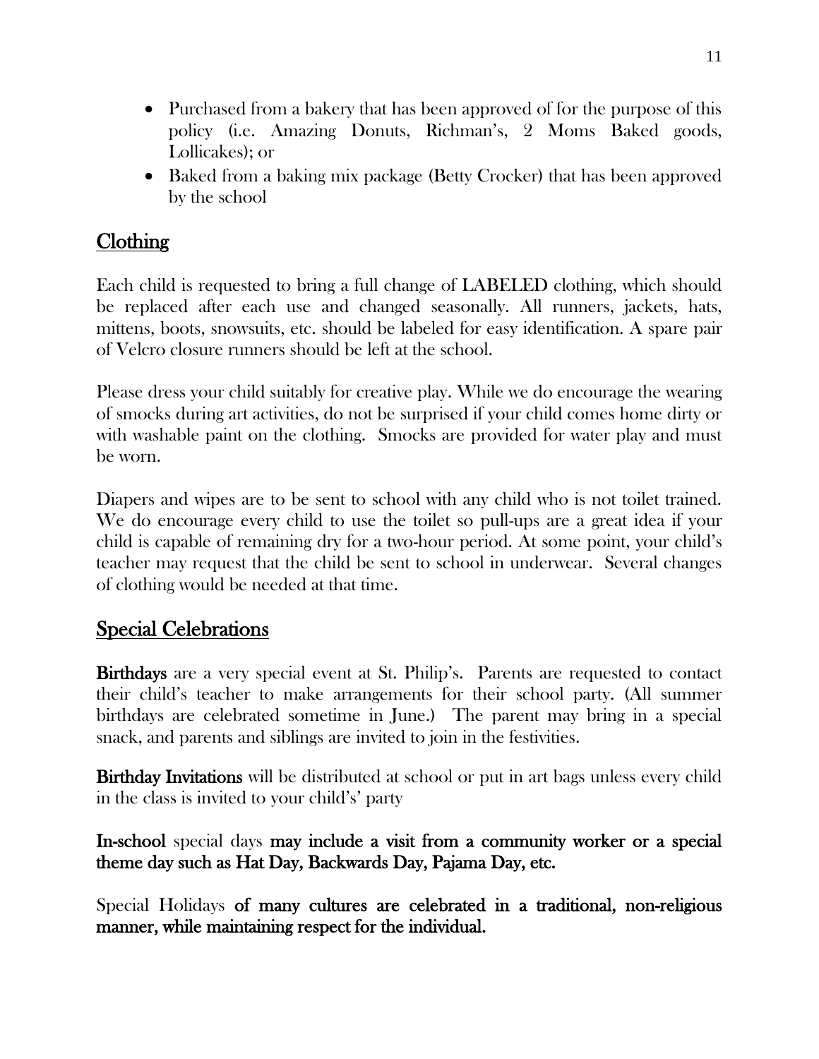- Purchased from a bakery that has been approved of for the purpose of this policy (i.e. Amazing Donuts, Richman's, 2 Moms Baked goods, Lollicakes); or
- Baked from a baking mix package (Betty Crocker) that has been approved by the school

## Clothing

Each child is requested to bring a full change of LABELED clothing, which should be replaced after each use and changed seasonally. All runners, jackets, hats, mittens, boots, snowsuits, etc. should be labeled for easy identification. A spare pair of Velcro closure runners should be left at the school.

Please dress your child suitably for creative play. While we do encourage the wearing of smocks during art activities, do not be surprised if your child comes home dirty or with washable paint on the clothing. Smocks are provided for water play and must be worn.

Diapers and wipes are to be sent to school with any child who is not toilet trained. We do encourage every child to use the toilet so pull-ups are a great idea if your child is capable of remaining dry for a two-hour period. At some point, your child's teacher may request that the child be sent to school in underwear. Several changes of clothing would be needed at that time.

## Special Celebrations

**Birthdays** are a very special event at St. Philip's. Parents are requested to contact their child's teacher to make arrangements for their school party. (All summer birthdays are celebrated sometime in June.) The parent may bring in a special snack, and parents and siblings are invited to join in the festivities.

**Birthday Invitations** will be distributed at school or put in art bags unless every child in the class is invited to your child's' party

**In-school** special days **may include a visit from a community worker or a special theme day such as Hat Day, Backwards Day, Pajama Day, etc.**

Special Holidays **of many cultures are celebrated in a traditional, non-religious manner, while maintaining respect for the individual.**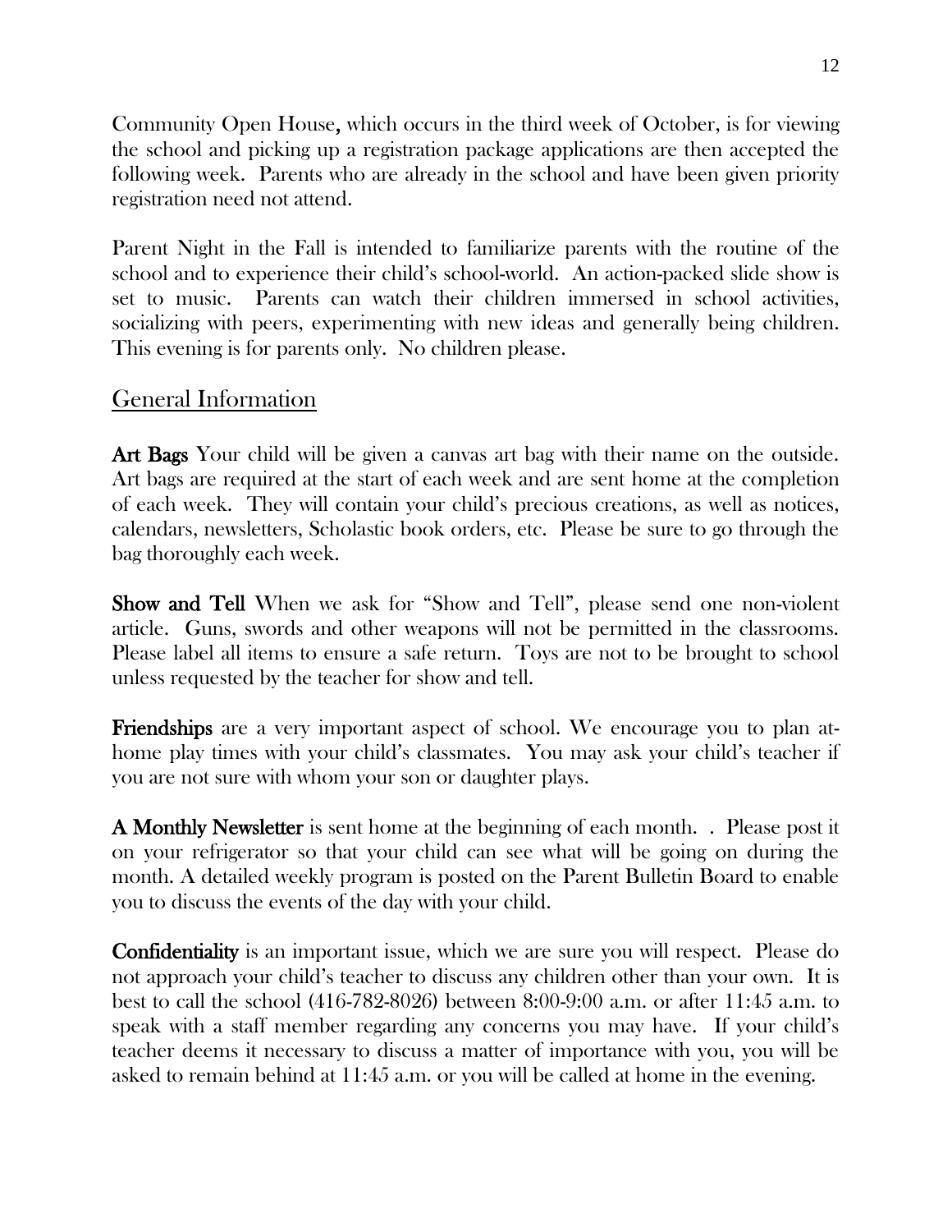Community Open House, which occurs in the third week of October, is for viewing the school and picking up a registration package applications are then accepted the following week. Parents who are already in the school and have been given priority registration need not attend.

Parent Night in the Fall is intended to familiarize parents with the routine of the school and to experience their child's school-world. An action-packed slide show is set to music. Parents can watch their children immersed in school activities, socializing with peers, experimenting with new ideas and generally being children. This evening is for parents only. No children please.

## General Information

**Art Bags** Your child will be given a canvas art bag with their name on the outside. Art bags are required at the start of each week and are sent home at the completion of each week. They will contain your child's precious creations, as well as notices, calendars, newsletters, Scholastic book orders, etc. Please be sure to go through the bag thoroughly each week.

**Show and Tell** When we ask for "Show and Tell", please send one non-violent article. Guns, swords and other weapons will not be permitted in the classrooms. Please label all items to ensure a safe return. Toys are not to be brought to school unless requested by the teacher for show and tell.

**Friendships** are a very important aspect of school. We encourage you to plan at-home play times with your child's classmates. You may ask your child's teacher if you are not sure with whom your son or daughter plays.

**A Monthly Newsletter** is sent home at the beginning of each month. . Please post it on your refrigerator so that your child can see what will be going on during the month. A detailed weekly program is posted on the Parent Bulletin Board to enable you to discuss the events of the day with your child.

**Confidentiality** is an important issue, which we are sure you will respect. Please do not approach your child's teacher to discuss any children other than your own. It is best to call the school (416-782-8026) between 8:00-9:00 a.m. or after 11:45 a.m. to speak with a staff member regarding any concerns you may have. If your child's teacher deems it necessary to discuss a matter of importance with you, you will be asked to remain behind at 11:45 a.m. or you will be called at home in the evening.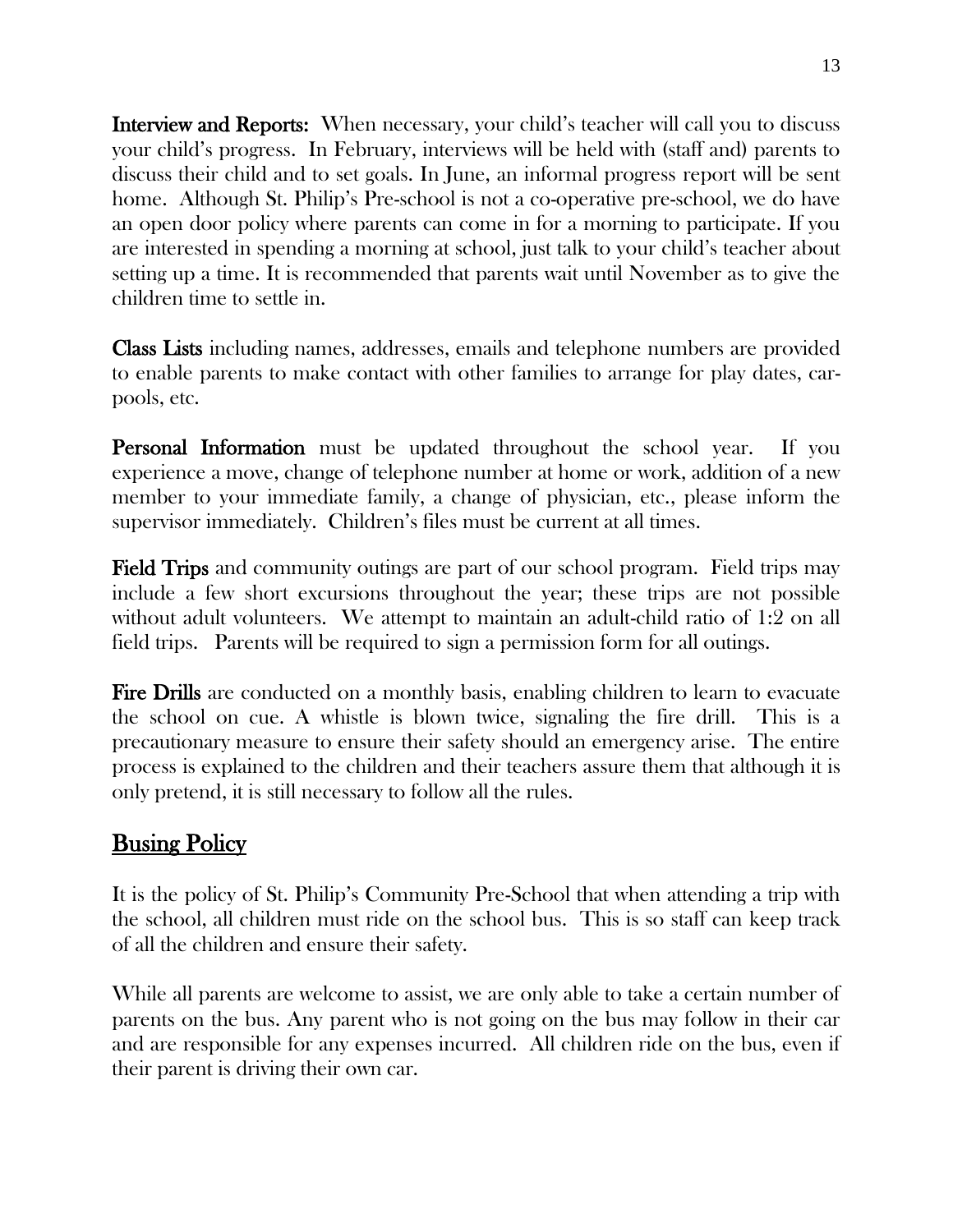**Interview and Reports:** When necessary, your child's teacher will call you to discuss your child's progress. In February, interviews will be held with (staff and) parents to discuss their child and to set goals. In June, an informal progress report will be sent home. Although St. Philip's Pre-school is not a co-operative pre-school, we do have an open door policy where parents can come in for a morning to participate. If you are interested in spending a morning at school, just talk to your child's teacher about setting up a time. It is recommended that parents wait until November as to give the children time to settle in.

**Class Lists** including names, addresses, emails and telephone numbers are provided to enable parents to make contact with other families to arrange for play dates, car-pools, etc.

**Personal Information** must be updated throughout the school year. If you experience a move, change of telephone number at home or work, addition of a new member to your immediate family, a change of physician, etc., please inform the supervisor immediately. Children's files must be current at all times.

**Field Trips** and community outings are part of our school program. Field trips may include a few short excursions throughout the year; these trips are not possible without adult volunteers. We attempt to maintain an adult-child ratio of 1:2 on all field trips. Parents will be required to sign a permission form for all outings.

**Fire Drills** are conducted on a monthly basis, enabling children to learn to evacuate the school on cue. A whistle is blown twice, signaling the fire drill. This is a precautionary measure to ensure their safety should an emergency arise. The entire process is explained to the children and their teachers assure them that although it is only pretend, it is still necessary to follow all the rules.

## Busing Policy

It is the policy of St. Philip's Community Pre-School that when attending a trip with the school, all children must ride on the school bus. This is so staff can keep track of all the children and ensure their safety.

While all parents are welcome to assist, we are only able to take a certain number of parents on the bus. Any parent who is not going on the bus may follow in their car and are responsible for any expenses incurred. All children ride on the bus, even if their parent is driving their own car.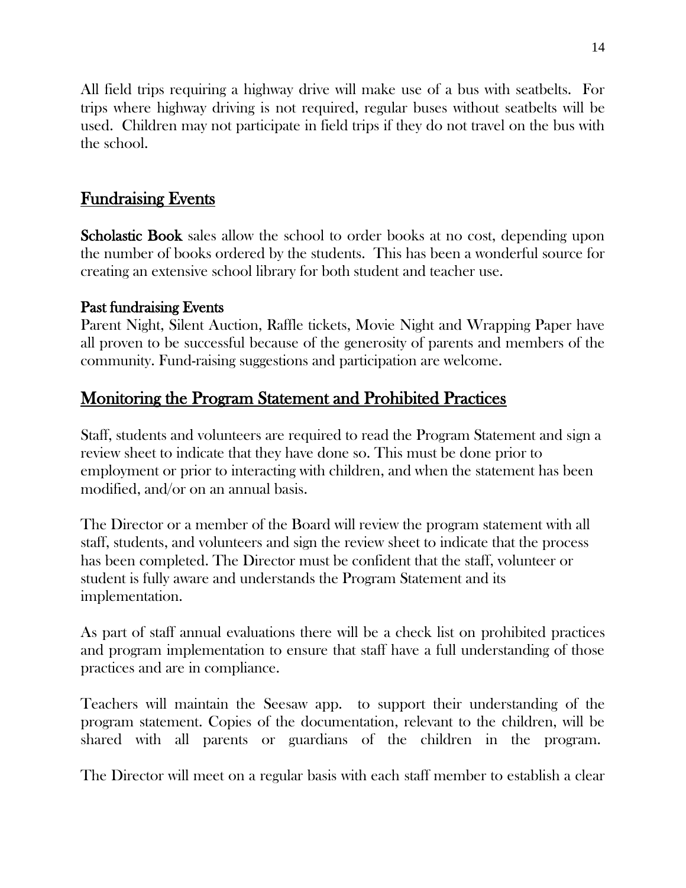All field trips requiring a highway drive will make use of a bus with seatbelts. For trips where highway driving is not required, regular buses without seatbelts will be used. Children may not participate in field trips if they do not travel on the bus with the school.

## Fundraising Events

**Scholastic Book** sales allow the school to order books at no cost, depending upon the number of books ordered by the students. This has been a wonderful source for creating an extensive school library for both student and teacher use.

### Past fundraising Events

Parent Night, Silent Auction, Raffle tickets, Movie Night and Wrapping Paper have all proven to be successful because of the generosity of parents and members of the community. Fund-raising suggestions and participation are welcome.

## Monitoring the Program Statement and Prohibited Practices

Staff, students and volunteers are required to read the Program Statement and sign a review sheet to indicate that they have done so. This must be done prior to employment or prior to interacting with children, and when the statement has been modified, and/or on an annual basis.

The Director or a member of the Board will review the program statement with all staff, students, and volunteers and sign the review sheet to indicate that the process has been completed. The Director must be confident that the staff, volunteer or student is fully aware and understands the Program Statement and its implementation.

As part of staff annual evaluations there will be a check list on prohibited practices and program implementation to ensure that staff have a full understanding of those practices and are in compliance.

Teachers will maintain the Seesaw app. to support their understanding of the program statement. Copies of the documentation, relevant to the children, will be shared with all parents or guardians of the children in the program.

The Director will meet on a regular basis with each staff member to establish a clear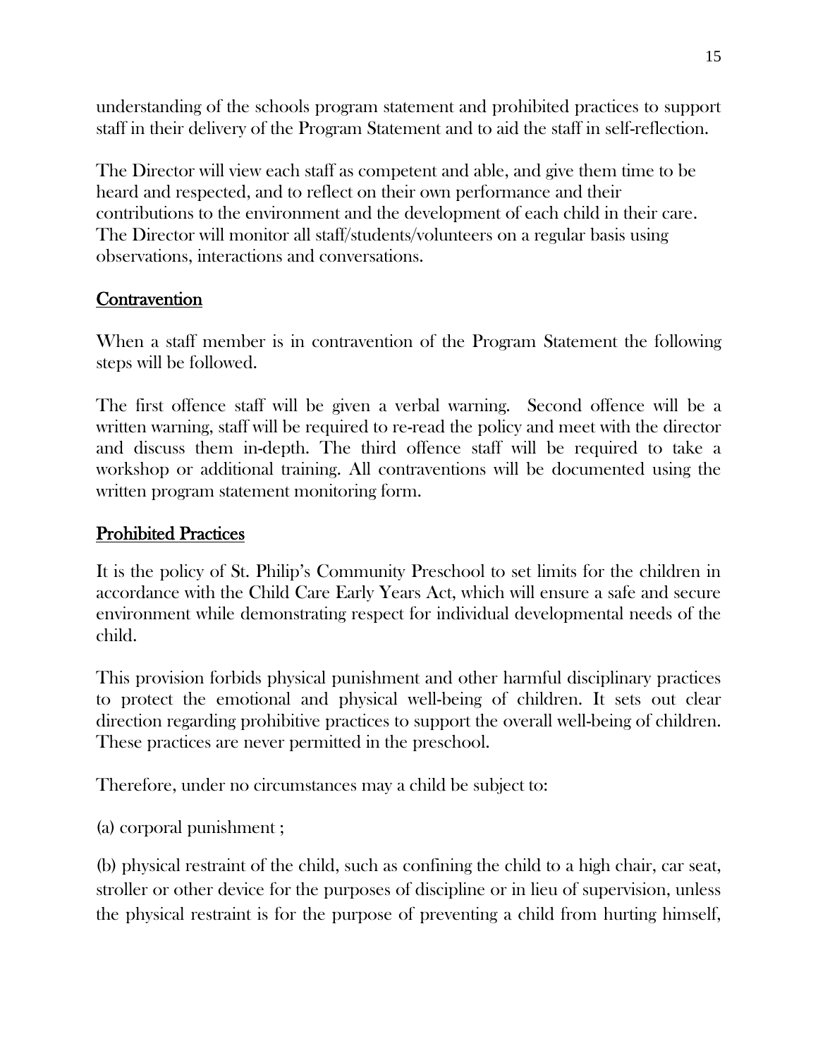understanding of the schools program statement and prohibited practices to support staff in their delivery of the Program Statement and to aid the staff in self-reflection.

The Director will view each staff as competent and able, and give them time to be heard and respected, and to reflect on their own performance and their contributions to the environment and the development of each child in their care. The Director will monitor all staff/students/volunteers on a regular basis using observations, interactions and conversations.

## Contravention

When a staff member is in contravention of the Program Statement the following steps will be followed.

The first offence staff will be given a verbal warning. Second offence will be a written warning, staff will be required to re-read the policy and meet with the director and discuss them in-depth. The third offence staff will be required to take a workshop or additional training. All contraventions will be documented using the written program statement monitoring form.

## Prohibited Practices

It is the policy of St. Philip's Community Preschool to set limits for the children in accordance with the Child Care Early Years Act, which will ensure a safe and secure environment while demonstrating respect for individual developmental needs of the child.

This provision forbids physical punishment and other harmful disciplinary practices to protect the emotional and physical well-being of children. It sets out clear direction regarding prohibitive practices to support the overall well-being of children. These practices are never permitted in the preschool.

Therefore, under no circumstances may a child be subject to:

(a) corporal punishment ;

(b) physical restraint of the child, such as confining the child to a high chair, car seat, stroller or other device for the purposes of discipline or in lieu of supervision, unless the physical restraint is for the purpose of preventing a child from hurting himself,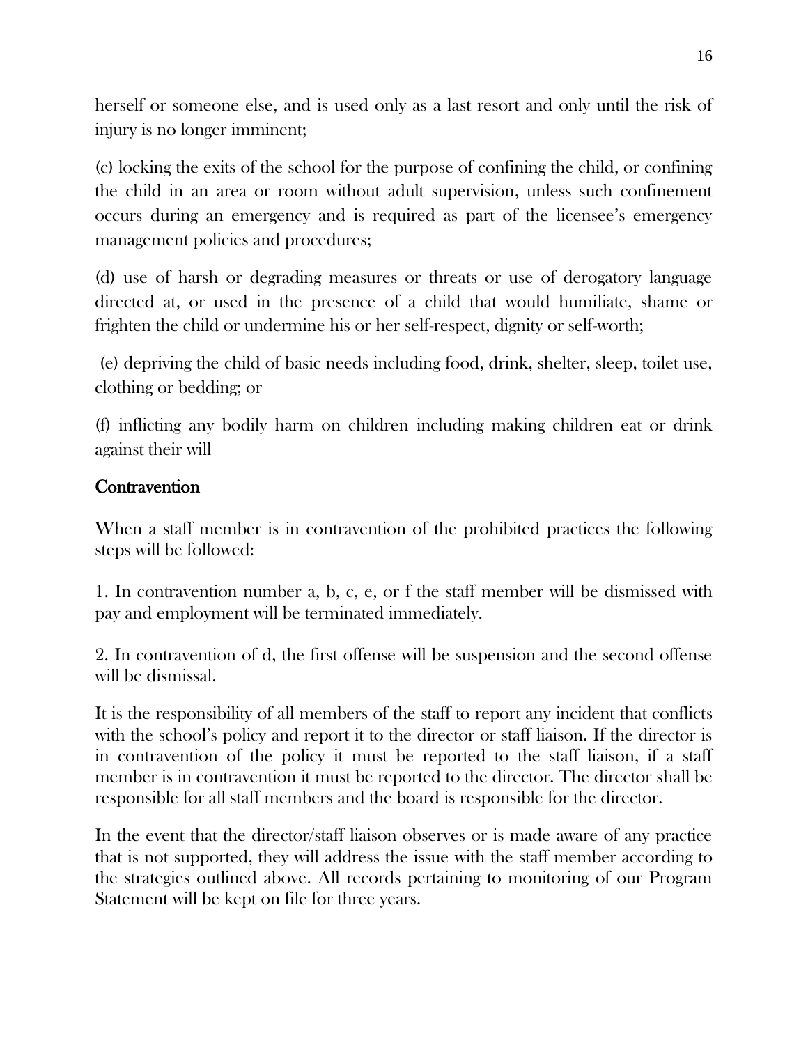herself or someone else, and is used only as a last resort and only until the risk of injury is no longer imminent;

(c) locking the exits of the school for the purpose of confining the child, or confining the child in an area or room without adult supervision, unless such confinement occurs during an emergency and is required as part of the licensee's emergency management policies and procedures;

(d) use of harsh or degrading measures or threats or use of derogatory language directed at, or used in the presence of a child that would humiliate, shame or frighten the child or undermine his or her self-respect, dignity or self-worth;

(e) depriving the child of basic needs including food, drink, shelter, sleep, toilet use, clothing or bedding; or

(f) inflicting any bodily harm on children including making children eat or drink against their will

## <u>Contravention</u>

When a staff member is in contravention of the prohibited practices the following steps will be followed:

1. In contravention number a, b, c, e, or f the staff member will be dismissed with pay and employment will be terminated immediately.

2. In contravention of d, the first offense will be suspension and the second offense will be dismissal.

It is the responsibility of all members of the staff to report any incident that conflicts with the school's policy and report it to the director or staff liaison. If the director is in contravention of the policy it must be reported to the staff liaison, if a staff member is in contravention it must be reported to the director. The director shall be responsible for all staff members and the board is responsible for the director.

In the event that the director/staff liaison observes or is made aware of any practice that is not supported, they will address the issue with the staff member according to the strategies outlined above. All records pertaining to monitoring of our Program Statement will be kept on file for three years.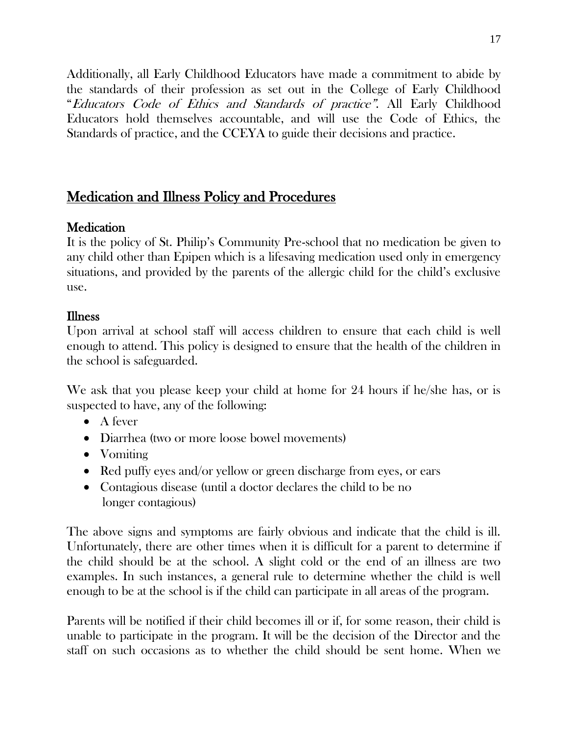Additionally, all Early Childhood Educators have made a commitment to abide by the standards of their profession as set out in the College of Early Childhood "*Educators Code of Ethics and Standards of practice"*. All Early Childhood Educators hold themselves accountable, and will use the Code of Ethics, the Standards of practice, and the CCEYA to guide their decisions and practice.

## Medication and Illness Policy and Procedures

### Medication

It is the policy of St. Philip's Community Pre-school that no medication be given to any child other than Epipen which is a lifesaving medication used only in emergency situations, and provided by the parents of the allergic child for the child's exclusive use.

### Illness

Upon arrival at school staff will access children to ensure that each child is well enough to attend. This policy is designed to ensure that the health of the children in the school is safeguarded.

We ask that you please keep your child at home for 24 hours if he/she has, or is suspected to have, any of the following:

- A fever
- Diarrhea (two or more loose bowel movements)
- Vomiting
- Red puffy eyes and/or yellow or green discharge from eyes, or ears
- Contagious disease (until a doctor declares the child to be no longer contagious)

The above signs and symptoms are fairly obvious and indicate that the child is ill. Unfortunately, there are other times when it is difficult for a parent to determine if the child should be at the school. A slight cold or the end of an illness are two examples. In such instances, a general rule to determine whether the child is well enough to be at the school is if the child can participate in all areas of the program.

Parents will be notified if their child becomes ill or if, for some reason, their child is unable to participate in the program. It will be the decision of the Director and the staff on such occasions as to whether the child should be sent home. When we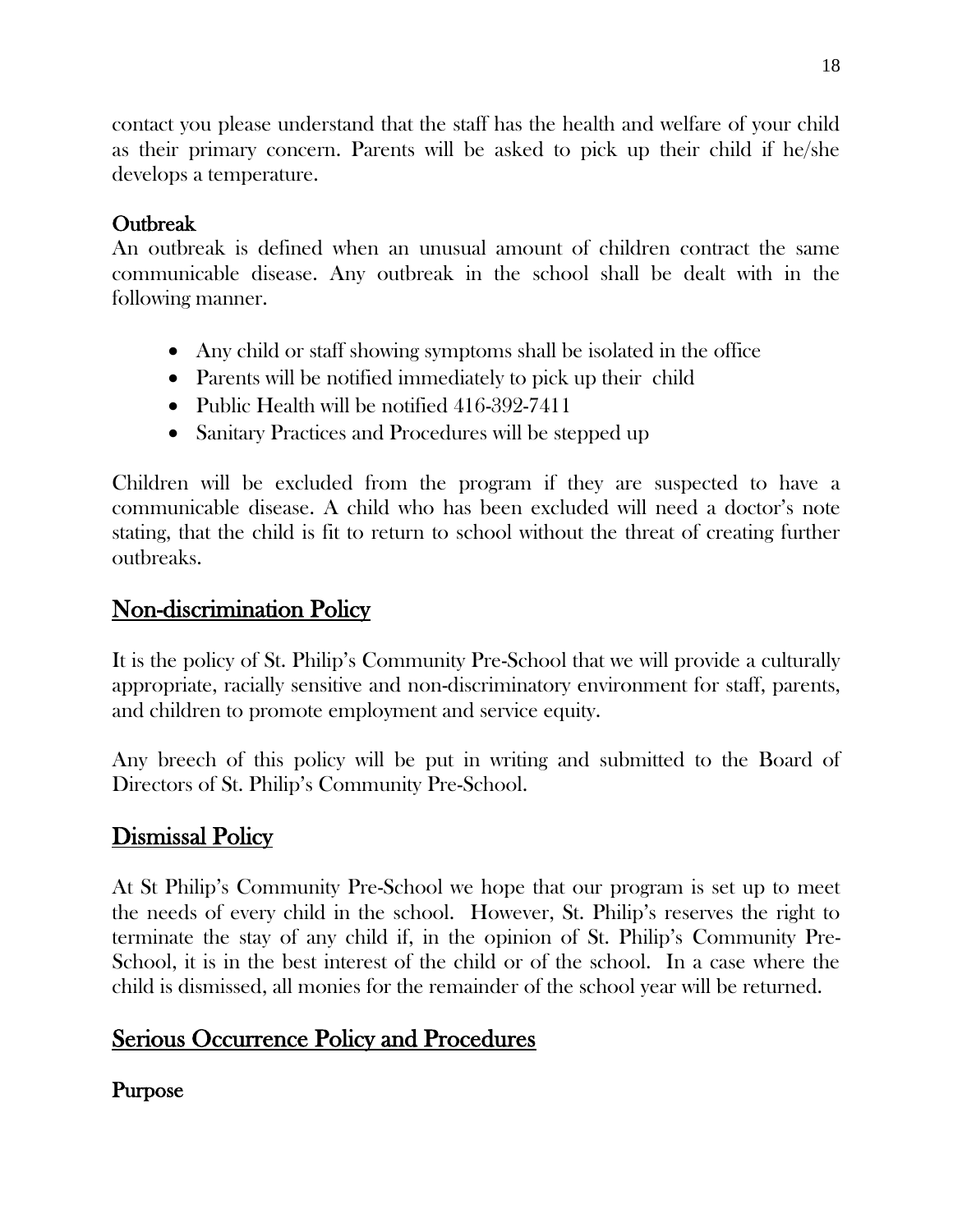contact you please understand that the staff has the health and welfare of your child as their primary concern. Parents will be asked to pick up their child if he/she develops a temperature.

### Outbreak

An outbreak is defined when an unusual amount of children contract the same communicable disease. Any outbreak in the school shall be dealt with in the following manner.

- Any child or staff showing symptoms shall be isolated in the office
- Parents will be notified immediately to pick up their child
- Public Health will be notified 416-392-7411
- Sanitary Practices and Procedures will be stepped up

Children will be excluded from the program if they are suspected to have a communicable disease. A child who has been excluded will need a doctor's note stating, that the child is fit to return to school without the threat of creating further outbreaks.

## Non-discrimination Policy

It is the policy of St. Philip's Community Pre-School that we will provide a culturally appropriate, racially sensitive and non-discriminatory environment for staff, parents, and children to promote employment and service equity.

Any breech of this policy will be put in writing and submitted to the Board of Directors of St. Philip's Community Pre-School.

## Dismissal Policy

At St Philip's Community Pre-School we hope that our program is set up to meet the needs of every child in the school. However, St. Philip's reserves the right to terminate the stay of any child if, in the opinion of St. Philip's Community Pre-School, it is in the best interest of the child or of the school. In a case where the child is dismissed, all monies for the remainder of the school year will be returned.

## Serious Occurrence Policy and Procedures

### Purpose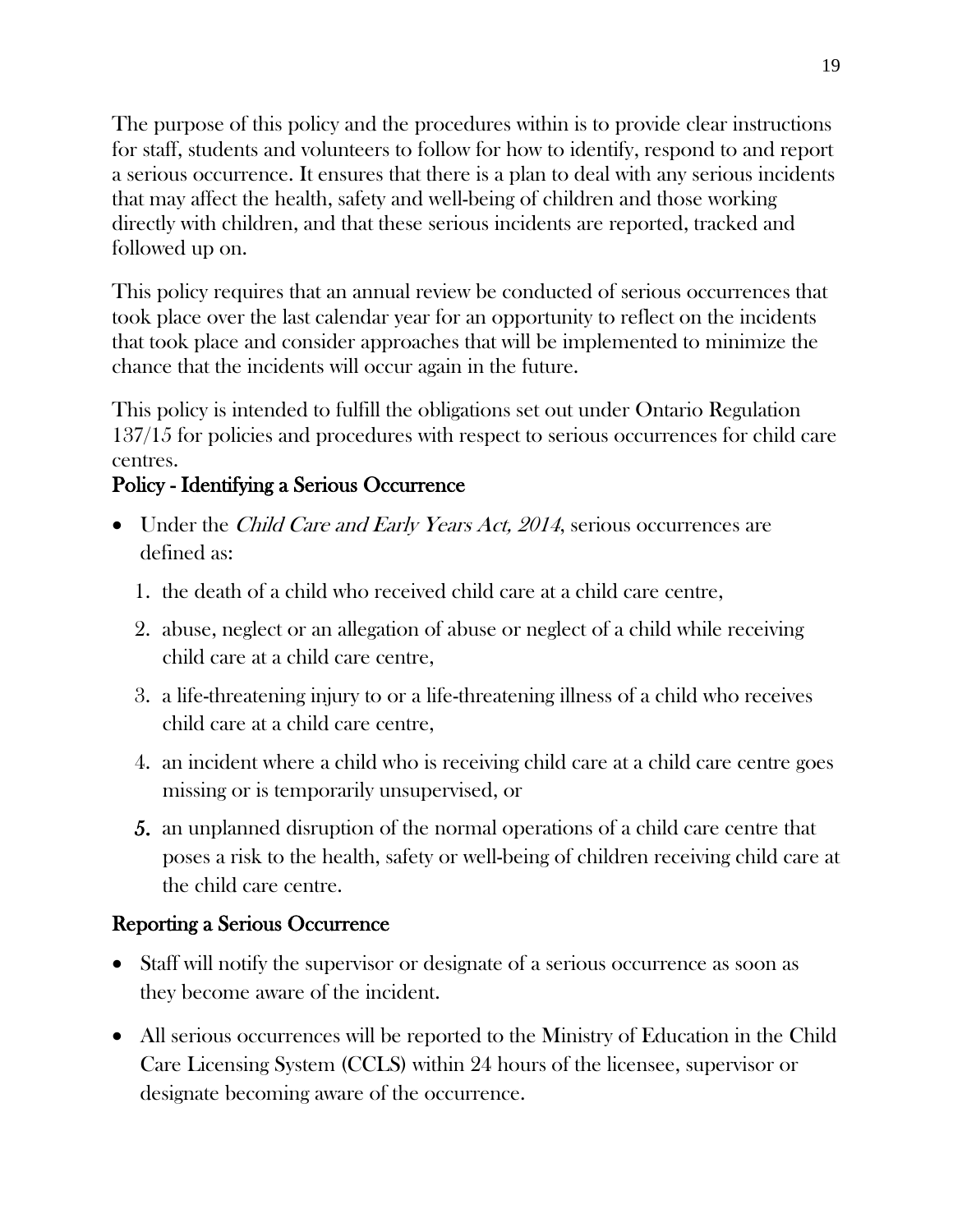The purpose of this policy and the procedures within is to provide clear instructions for staff, students and volunteers to follow for how to identify, respond to and report a serious occurrence. It ensures that there is a plan to deal with any serious incidents that may affect the health, safety and well-being of children and those working directly with children, and that these serious incidents are reported, tracked and followed up on.

This policy requires that an annual review be conducted of serious occurrences that took place over the last calendar year for an opportunity to reflect on the incidents that took place and consider approaches that will be implemented to minimize the chance that the incidents will occur again in the future.

This policy is intended to fulfill the obligations set out under Ontario Regulation 137/15 for policies and procedures with respect to serious occurrences for child care centres.

## Policy - Identifying a Serious Occurrence

- Under the *Child Care and Early Years Act, 2014*, serious occurrences are defined as:
  1. the death of a child who received child care at a child care centre,
  2. abuse, neglect or an allegation of abuse or neglect of a child while receiving child care at a child care centre,
  3. a life-threatening injury to or a life-threatening illness of a child who receives child care at a child care centre,
  4. an incident where a child who is receiving child care at a child care centre goes missing or is temporarily unsupervised, or
  5. an unplanned disruption of the normal operations of a child care centre that poses a risk to the health, safety or well-being of children receiving child care at the child care centre.

## Reporting a Serious Occurrence

- Staff will notify the supervisor or designate of a serious occurrence as soon as they become aware of the incident.
- All serious occurrences will be reported to the Ministry of Education in the Child Care Licensing System (CCLS) within 24 hours of the licensee, supervisor or designate becoming aware of the occurrence.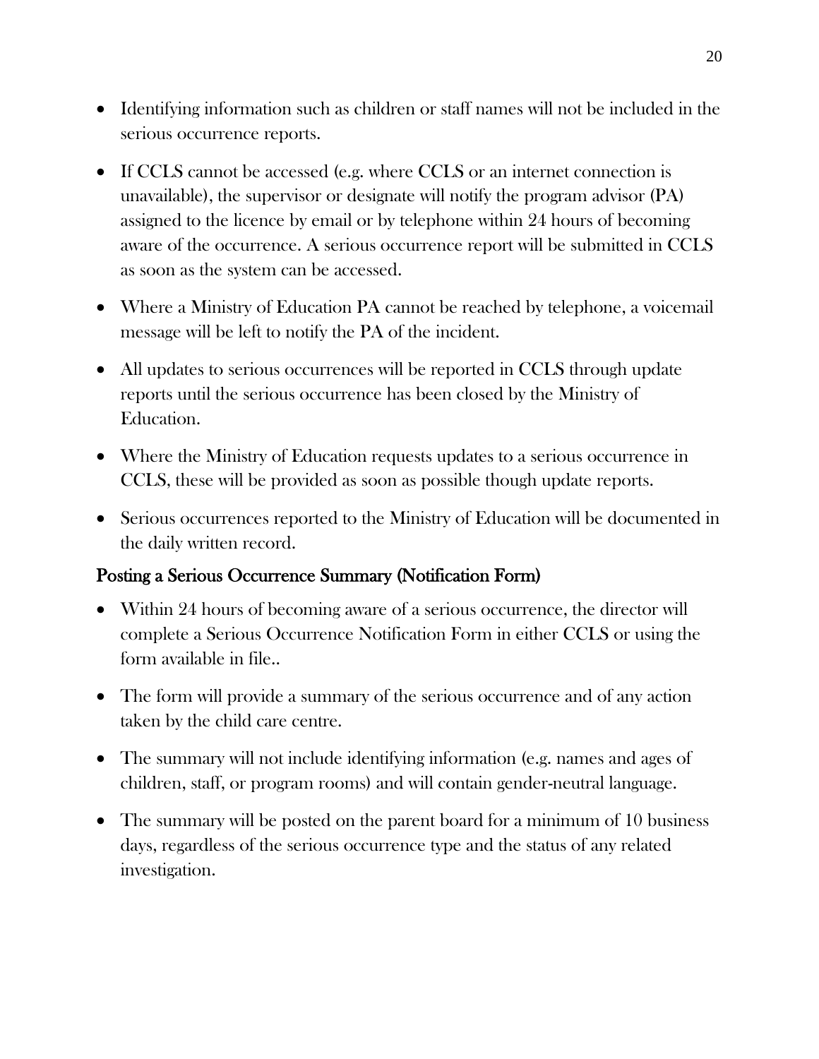- Identifying information such as children or staff names will not be included in the serious occurrence reports.
- If CCLS cannot be accessed (e.g. where CCLS or an internet connection is unavailable), the supervisor or designate will notify the program advisor (PA) assigned to the licence by email or by telephone within 24 hours of becoming aware of the occurrence. A serious occurrence report will be submitted in CCLS as soon as the system can be accessed.
- Where a Ministry of Education PA cannot be reached by telephone, a voicemail message will be left to notify the PA of the incident.
- All updates to serious occurrences will be reported in CCLS through update reports until the serious occurrence has been closed by the Ministry of Education.
- Where the Ministry of Education requests updates to a serious occurrence in CCLS, these will be provided as soon as possible though update reports.
- Serious occurrences reported to the Ministry of Education will be documented in the daily written record.

### Posting a Serious Occurrence Summary (Notification Form)

- Within 24 hours of becoming aware of a serious occurrence, the director will complete a Serious Occurrence Notification Form in either CCLS or using the form available in file..
- The form will provide a summary of the serious occurrence and of any action taken by the child care centre.
- The summary will not include identifying information (e.g. names and ages of children, staff, or program rooms) and will contain gender-neutral language.
- The summary will be posted on the parent board for a minimum of 10 business days, regardless of the serious occurrence type and the status of any related investigation.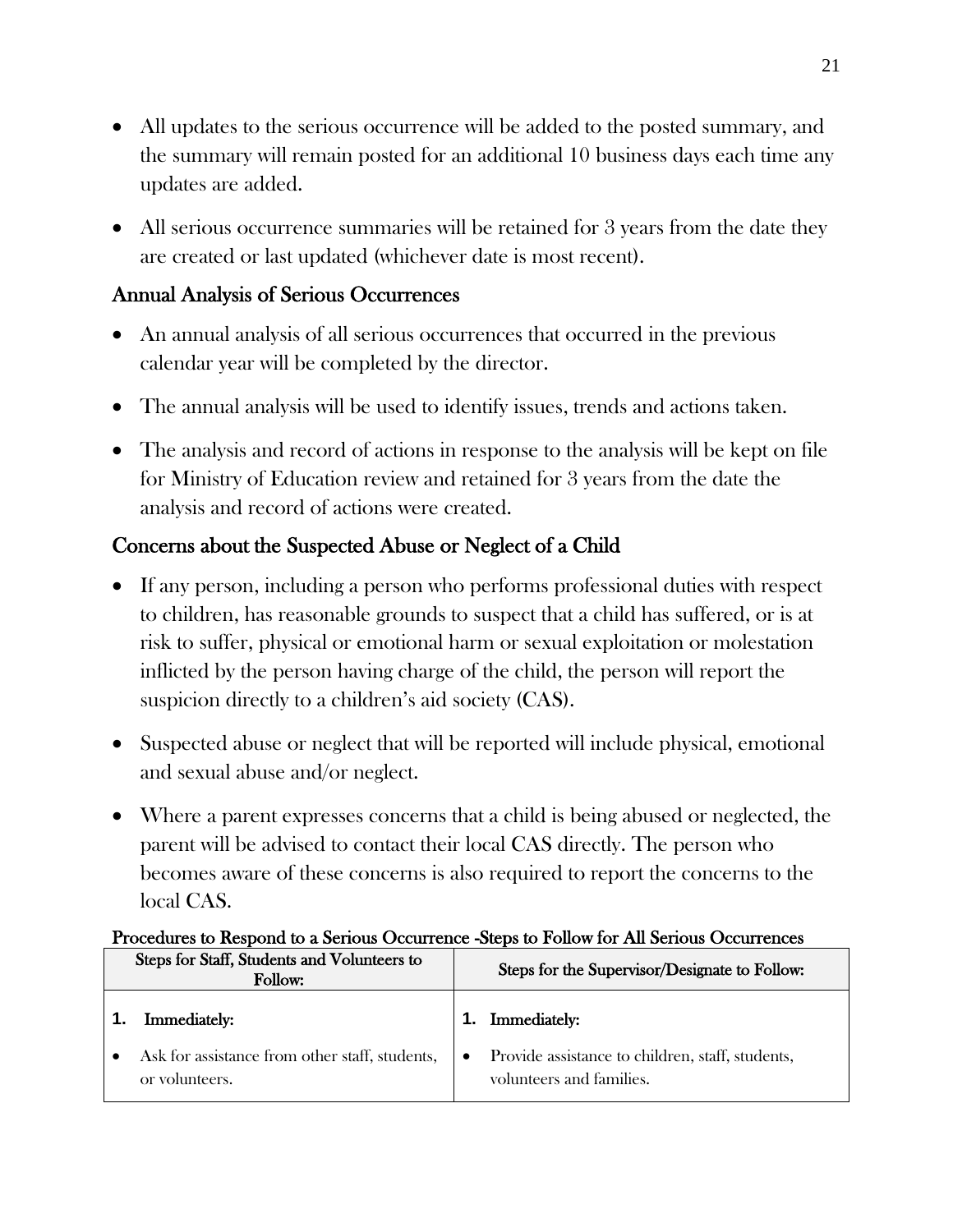- All updates to the serious occurrence will be added to the posted summary, and the summary will remain posted for an additional 10 business days each time any updates are added.
- All serious occurrence summaries will be retained for 3 years from the date they are created or last updated (whichever date is most recent).

## Annual Analysis of Serious Occurrences

- An annual analysis of all serious occurrences that occurred in the previous calendar year will be completed by the director.
- The annual analysis will be used to identify issues, trends and actions taken.
- The analysis and record of actions in response to the analysis will be kept on file for Ministry of Education review and retained for 3 years from the date the analysis and record of actions were created.

## Concerns about the Suspected Abuse or Neglect of a Child

- If any person, including a person who performs professional duties with respect to children, has reasonable grounds to suspect that a child has suffered, or is at risk to suffer, physical or emotional harm or sexual exploitation or molestation inflicted by the person having charge of the child, the person will report the suspicion directly to a children's aid society (CAS).
- Suspected abuse or neglect that will be reported will include physical, emotional and sexual abuse and/or neglect.
- Where a parent expresses concerns that a child is being abused or neglected, the parent will be advised to contact their local CAS directly. The person who becomes aware of these concerns is also required to report the concerns to the local CAS.

**Procedures to Respond to a Serious Occurrence -Steps to Follow for All Serious Occurrences**

| Steps for Staff, Students and Volunteers to Follow: | Steps for the Supervisor/Designate to Follow: |
|---|---|
| **1. Immediately:**<br>• Ask for assistance from other staff, students, or volunteers. | **1. Immediately:**<br>• Provide assistance to children, staff, students, volunteers and families. |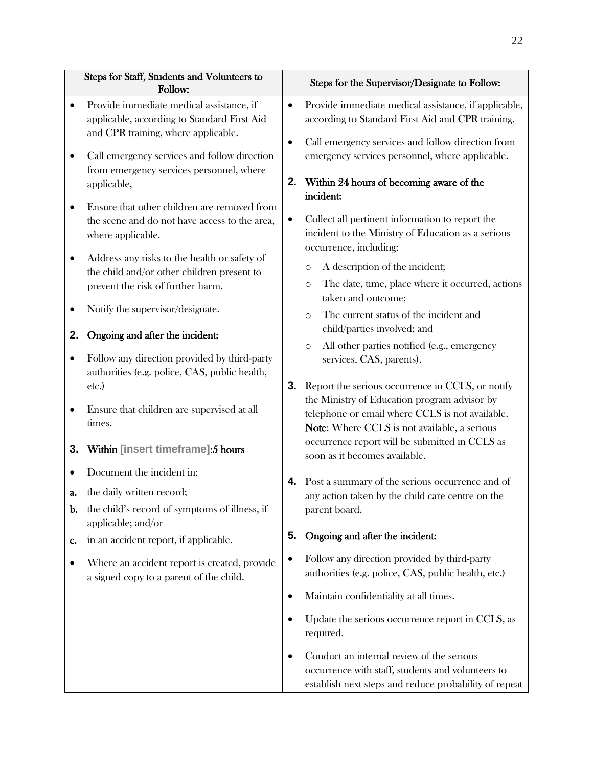| Steps for Staff, Students and Volunteers to Follow: | Steps for the Supervisor/Designate to Follow: |
|---|---|
| • Provide immediate medical assistance, if applicable, according to Standard First Aid and CPR training, where applicable.<br>• Call emergency services and follow direction from emergency services personnel, where applicable,<br>• Ensure that other children are removed from the scene and do not have access to the area, where applicable.<br>• Address any risks to the health or safety of the child and/or other children present to prevent the risk of further harm.<br>• Notify the supervisor/designate.<br>**2. Ongoing and after the incident:**<br>• Follow any direction provided by third-party authorities (e.g. police, CAS, public health, etc.)<br>• Ensure that children are supervised at all times.<br>**3. Within [insert timeframe]:5 hours**<br>• Document the incident in:<br>a. the daily written record;<br>b. the child's record of symptoms of illness, if applicable; and/or<br>c. in an accident report, if applicable.<br>• Where an accident report is created, provide a signed copy to a parent of the child. | • Provide immediate medical assistance, if applicable, according to Standard First Aid and CPR training.<br>• Call emergency services and follow direction from emergency services personnel, where applicable.<br>**2. Within 24 hours of becoming aware of the incident:**<br>• Collect all pertinent information to report the incident to the Ministry of Education as a serious occurrence, including:<br>○ A description of the incident;<br>○ The date, time, place where it occurred, actions taken and outcome;<br>○ The current status of the incident and child/parties involved; and<br>○ All other parties notified (e.g., emergency services, CAS, parents).<br>**3.** Report the serious occurrence in CCLS, or notify the Ministry of Education program advisor by telephone or email where CCLS is not available. **Note**: Where CCLS is not available, a serious occurrence report will be submitted in CCLS as soon as it becomes available.<br>**4.** Post a summary of the serious occurrence and of any action taken by the child care centre on the parent board.<br>**5. Ongoing and after the incident:**<br>• Follow any direction provided by third-party authorities (e.g. police, CAS, public health, etc.)<br>• Maintain confidentiality at all times.<br>• Update the serious occurrence report in CCLS, as required.<br>• Conduct an internal review of the serious occurrence with staff, students and volunteers to establish next steps and reduce probability of repeat |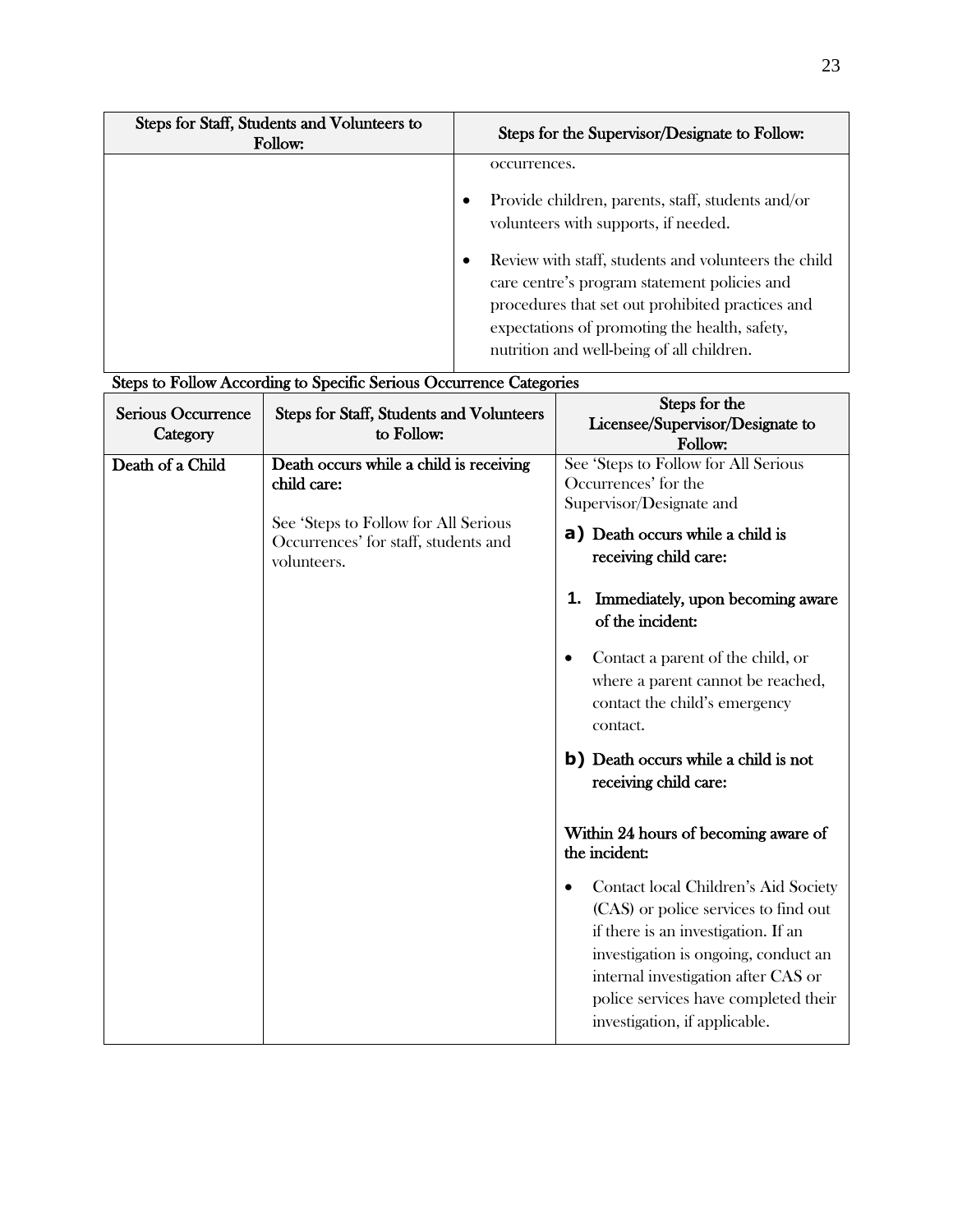| Steps for Staff, Students and Volunteers to Follow: | Steps for the Supervisor/Designate to Follow: |
|---|---|
| | occurrences.<br><br>• Provide children, parents, staff, students and/or volunteers with supports, if needed.<br><br>• Review with staff, students and volunteers the child care centre's program statement policies and procedures that set out prohibited practices and expectations of promoting the health, safety, nutrition and well-being of all children. |

**Steps to Follow According to Specific Serious Occurrence Categories**

| Serious Occurrence Category | Steps for Staff, Students and Volunteers to Follow: | Steps for the Licensee/Supervisor/Designate to Follow: |
|---|---|---|
| **Death of a Child** | **Death occurs while a child is receiving child care:**<br><br>See 'Steps to Follow for All Serious Occurrences' for staff, students and volunteers. | See 'Steps to Follow for All Serious Occurrences' for the Supervisor/Designate and<br><br>**a) Death occurs while a child is receiving child care:**<br><br>**1. Immediately, upon becoming aware of the incident:**<br><br>• Contact a parent of the child, or where a parent cannot be reached, contact the child's emergency contact.<br><br>**b) Death occurs while a child is not receiving child care:**<br><br>**Within 24 hours of becoming aware of the incident:**<br><br>• Contact local Children's Aid Society (CAS) or police services to find out if there is an investigation. If an investigation is ongoing, conduct an internal investigation after CAS or police services have completed their investigation, if applicable. |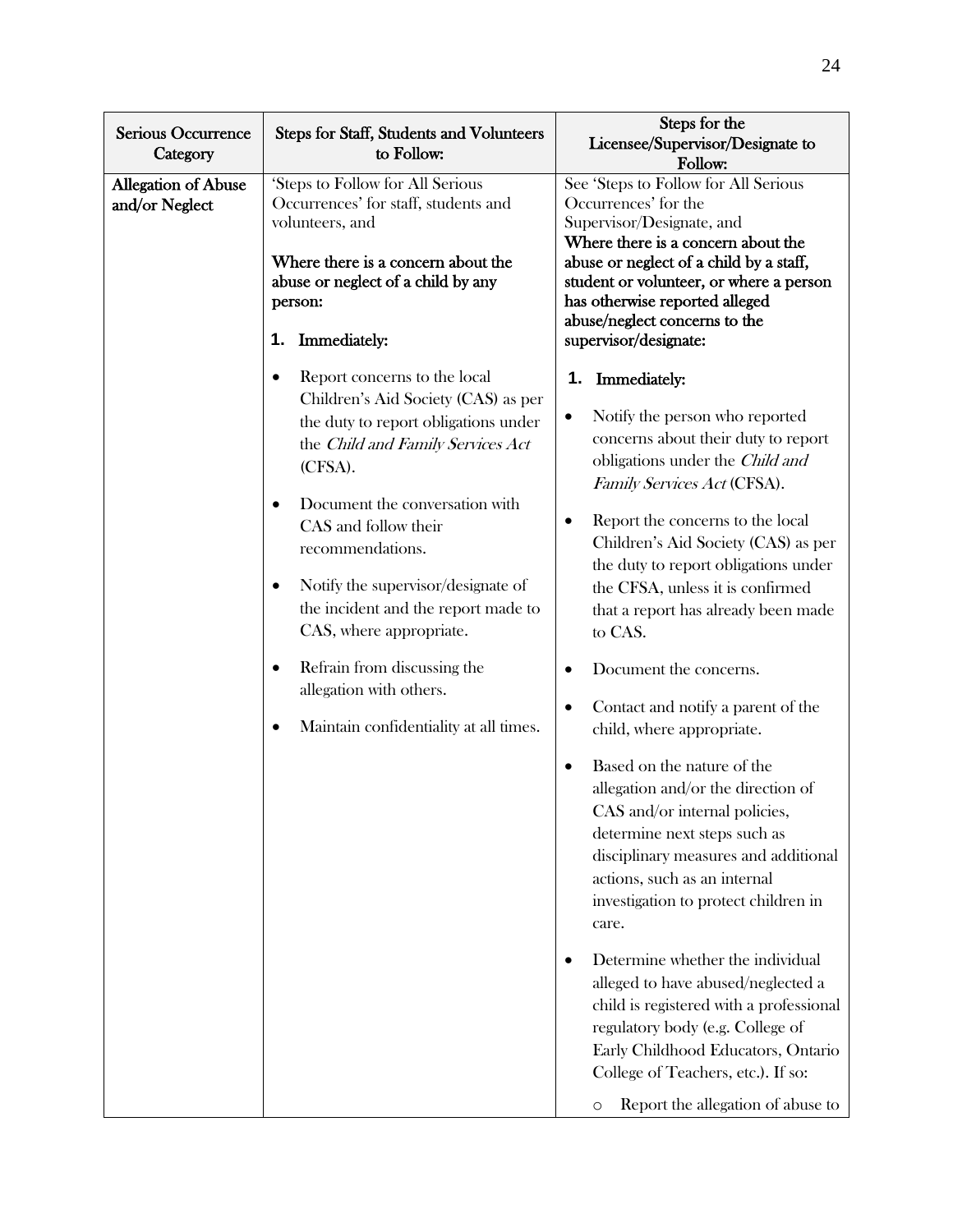| Serious Occurrence Category | Steps for Staff, Students and Volunteers to Follow: | Steps for the Licensee/Supervisor/Designate to Follow: |
|---|---|---|
| **Allegation of Abuse and/or Neglect** | 'Steps to Follow for All Serious Occurrences' for staff, students and volunteers, and<br><br>**Where there is a concern about the abuse or neglect of a child by any person:**<br><br>**1. Immediately:**<br><br>• Report concerns to the local Children's Aid Society (CAS) as per the duty to report obligations under the *Child and Family Services Act* (CFSA).<br>• Document the conversation with CAS and follow their recommendations.<br>• Notify the supervisor/designate of the incident and the report made to CAS, where appropriate.<br>• Refrain from discussing the allegation with others.<br>• Maintain confidentiality at all times. | See 'Steps to Follow for All Serious Occurrences' for the Supervisor/Designate, and<br>**Where there is a concern about the abuse or neglect of a child by a staff, student or volunteer, or where a person has otherwise reported alleged abuse/neglect concerns to the supervisor/designate:**<br><br>**1. Immediately:**<br><br>• Notify the person who reported concerns about their duty to report obligations under the *Child and Family Services Act* (CFSA).<br>• Report the concerns to the local Children's Aid Society (CAS) as per the duty to report obligations under the CFSA, unless it is confirmed that a report has already been made to CAS.<br>• Document the concerns.<br>• Contact and notify a parent of the child, where appropriate.<br>• Based on the nature of the allegation and/or the direction of CAS and/or internal policies, determine next steps such as disciplinary measures and additional actions, such as an internal investigation to protect children in care.<br>• Determine whether the individual alleged to have abused/neglected a child is registered with a professional regulatory body (e.g. College of Early Childhood Educators, Ontario College of Teachers, etc.). If so:<br>  ○ Report the allegation of abuse to |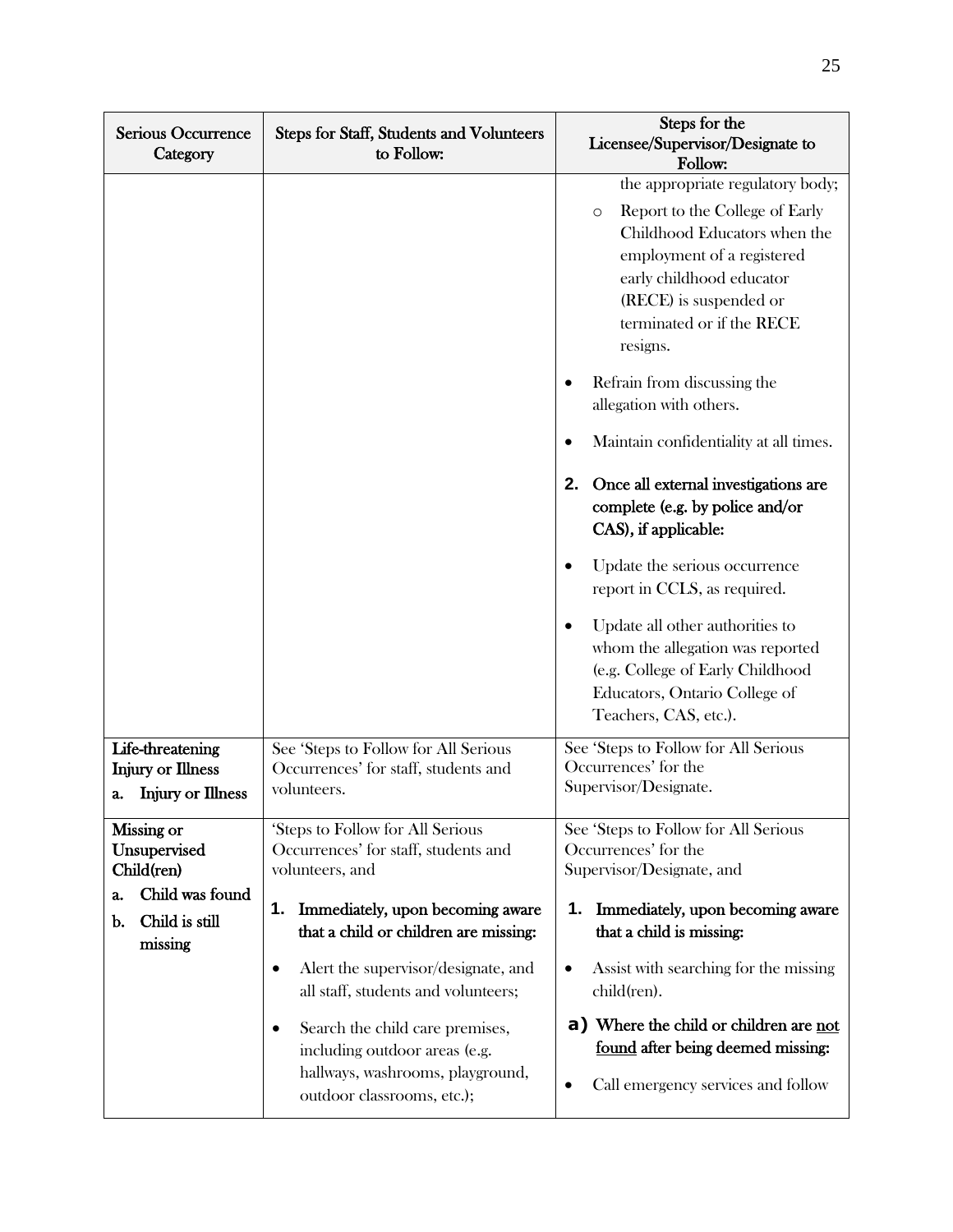| Serious Occurrence Category | Steps for Staff, Students and Volunteers to Follow: | Steps for the Licensee/Supervisor/Designate to Follow: |
|---|---|---|
| | | the appropriate regulatory body;<br>◦ Report to the College of Early Childhood Educators when the employment of a registered early childhood educator (RECE) is suspended or terminated or if the RECE resigns.<br>• Refrain from discussing the allegation with others.<br>• Maintain confidentiality at all times.<br>**2. Once all external investigations are complete (e.g. by police and/or CAS), if applicable:**<br>• Update the serious occurrence report in CCLS, as required.<br>• Update all other authorities to whom the allegation was reported (e.g. College of Early Childhood Educators, Ontario College of Teachers, CAS, etc.). |
| **Life-threatening Injury or Illness**<br>**a. Injury or Illness** | See 'Steps to Follow for All Serious Occurrences' for staff, students and volunteers. | See 'Steps to Follow for All Serious Occurrences' for the Supervisor/Designate. |
| **Missing or Unsupervised Child(ren)**<br>**a. Child was found**<br>**b. Child is still missing** | 'Steps to Follow for All Serious Occurrences' for staff, students and volunteers, and<br>**1. Immediately, upon becoming aware that a child or children are missing:**<br>• Alert the supervisor/designate, and all staff, students and volunteers;<br>• Search the child care premises, including outdoor areas (e.g. hallways, washrooms, playground, outdoor classrooms, etc.); | See 'Steps to Follow for All Serious Occurrences' for the Supervisor/Designate, and<br>**1. Immediately, upon becoming aware that a child is missing:**<br>• Assist with searching for the missing child(ren).<br>**a) Where the child or children are <u>not found</u> after being deemed missing:**<br>• Call emergency services and follow |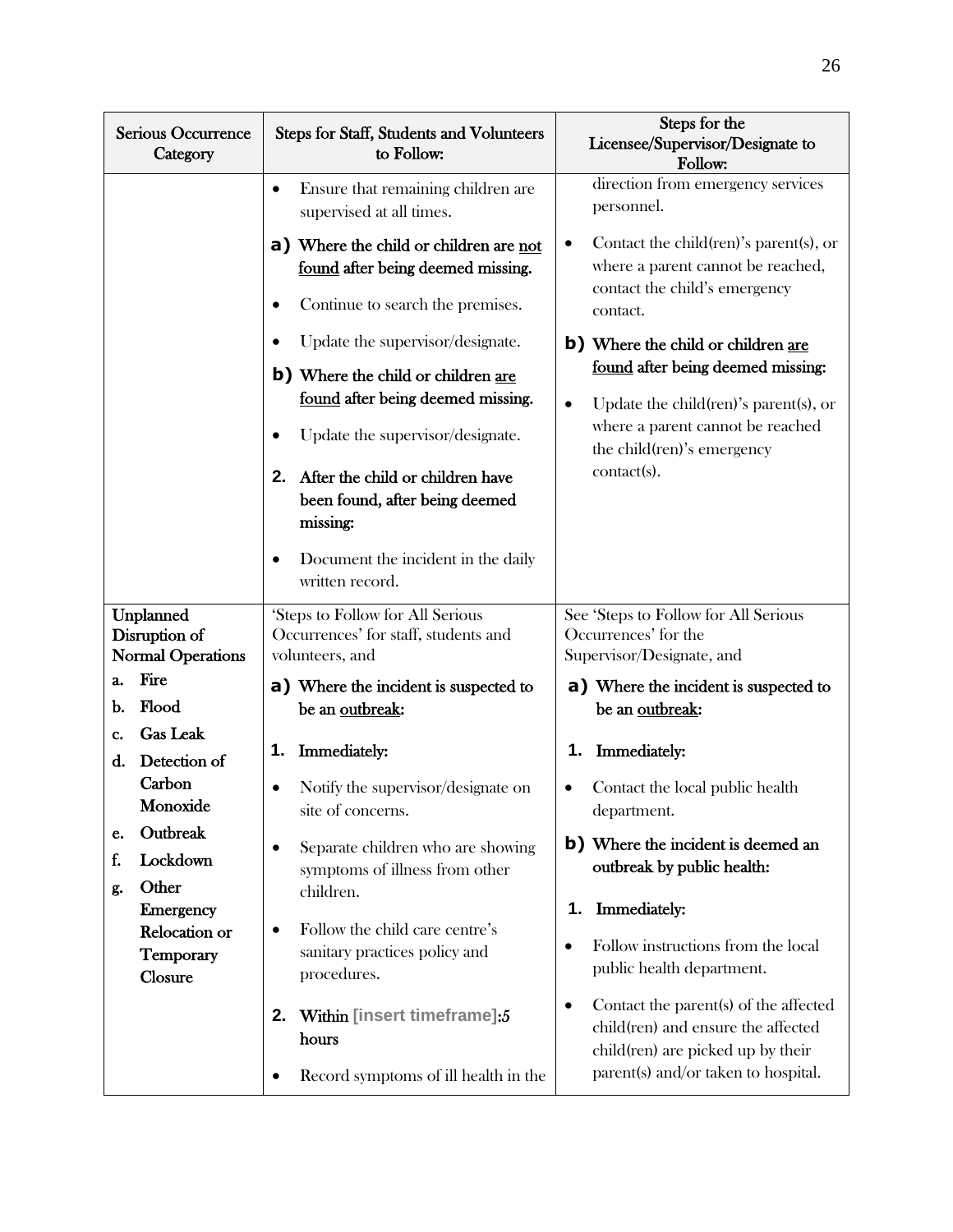| Serious Occurrence Category | Steps for Staff, Students and Volunteers to Follow: | Steps for the Licensee/Supervisor/Designate to Follow: |
|---|---|---|
| | • Ensure that remaining children are supervised at all times.<br><br>**a) Where the child or children are <u>not found</u> after being deemed missing.**<br><br>• Continue to search the premises.<br><br>• Update the supervisor/designate.<br><br>**b) Where the child or children <u>are found</u> after being deemed missing.**<br><br>• Update the supervisor/designate.<br><br>**2. After the child or children have been found, after being deemed missing:**<br><br>• Document the incident in the daily written record. | direction from emergency services personnel.<br><br>• Contact the child(ren)'s parent(s), or where a parent cannot be reached, contact the child's emergency contact.<br><br>**b) Where the child or children <u>are found</u> after being deemed missing:**<br><br>• Update the child(ren)'s parent(s), or where a parent cannot be reached the child(ren)'s emergency contact(s). |
| **Unplanned Disruption of Normal Operations**<br><br>**a. Fire**<br>**b. Flood**<br>**c. Gas Leak**<br>**d. Detection of Carbon Monoxide**<br>**e. Outbreak**<br>**f. Lockdown**<br>**g. Other Emergency Relocation or Temporary Closure** | 'Steps to Follow for All Serious Occurrences' for staff, students and volunteers, and<br><br>**a) Where the incident is suspected to be an <u>outbreak</u>:**<br><br>**1. Immediately:**<br><br>• Notify the supervisor/designate on site of concerns.<br><br>• Separate children who are showing symptoms of illness from other children.<br><br>• Follow the child care centre's sanitary practices policy and procedures.<br><br>**2. Within [insert timeframe]:** *5 hours*<br><br>• Record symptoms of ill health in the | See 'Steps to Follow for All Serious Occurrences' for the Supervisor/Designate, and<br><br>**a) Where the incident is suspected to be an <u>outbreak</u>:**<br><br>**1. Immediately:**<br><br>• Contact the local public health department.<br><br>**b) Where the incident is deemed an outbreak by public health:**<br><br>**1. Immediately:**<br><br>• Follow instructions from the local public health department.<br><br>• Contact the parent(s) of the affected child(ren) and ensure the affected child(ren) are picked up by their parent(s) and/or taken to hospital. |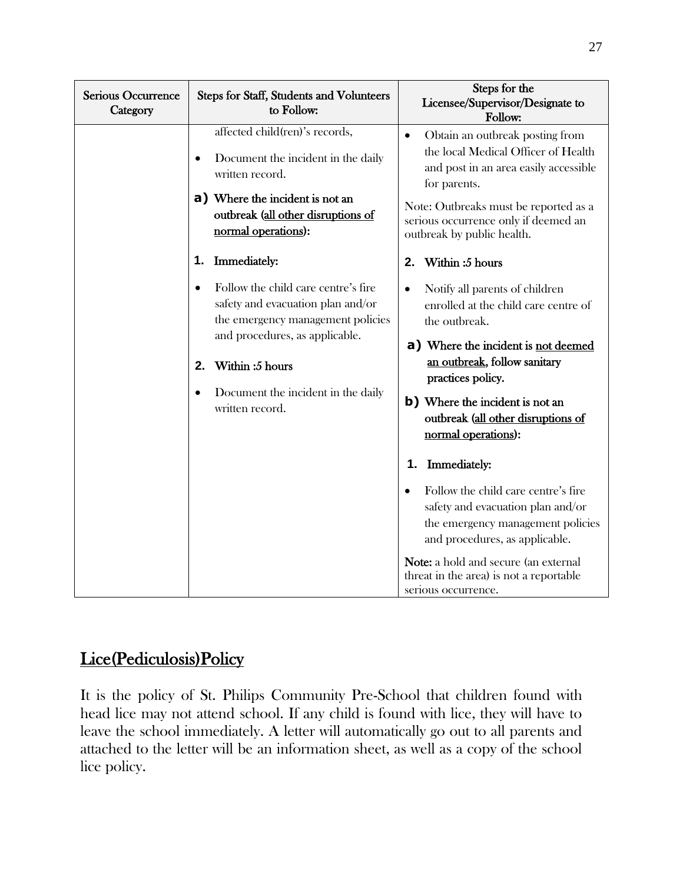| Serious Occurrence Category | Steps for Staff, Students and Volunteers to Follow: | Steps for the Licensee/Supervisor/Designate to Follow: |
|---|---|---|
| | affected child(ren)'s records,<br>• Document the incident in the daily written record.<br>**a) Where the incident is not an outbreak (<u>all other disruptions of normal operations</u>):**<br>**1. Immediately:**<br>• Follow the child care centre's fire safety and evacuation plan and/or the emergency management policies and procedures, as applicable.<br>**2. Within :5 hours**<br>• Document the incident in the daily written record. | • Obtain an outbreak posting from the local Medical Officer of Health and post in an area easily accessible for parents.<br>Note: Outbreaks must be reported as a serious occurrence only if deemed an outbreak by public health.<br>**2. Within :5 hours**<br>• Notify all parents of children enrolled at the child care centre of the outbreak.<br>**a) Where the incident is <u>not deemed an outbreak</u>, follow sanitary practices policy.**<br>**b) Where the incident is not an outbreak (<u>all other disruptions of normal operations</u>):**<br>**1. Immediately:**<br>• Follow the child care centre's fire safety and evacuation plan and/or the emergency management policies and procedures, as applicable.<br>**Note:** a hold and secure (an external threat in the area) is not a reportable serious occurrence. |

## <u>Lice(Pediculosis)Policy</u>

It is the policy of St. Philips Community Pre-School that children found with head lice may not attend school. If any child is found with lice, they will have to leave the school immediately. A letter will automatically go out to all parents and attached to the letter will be an information sheet, as well as a copy of the school lice policy.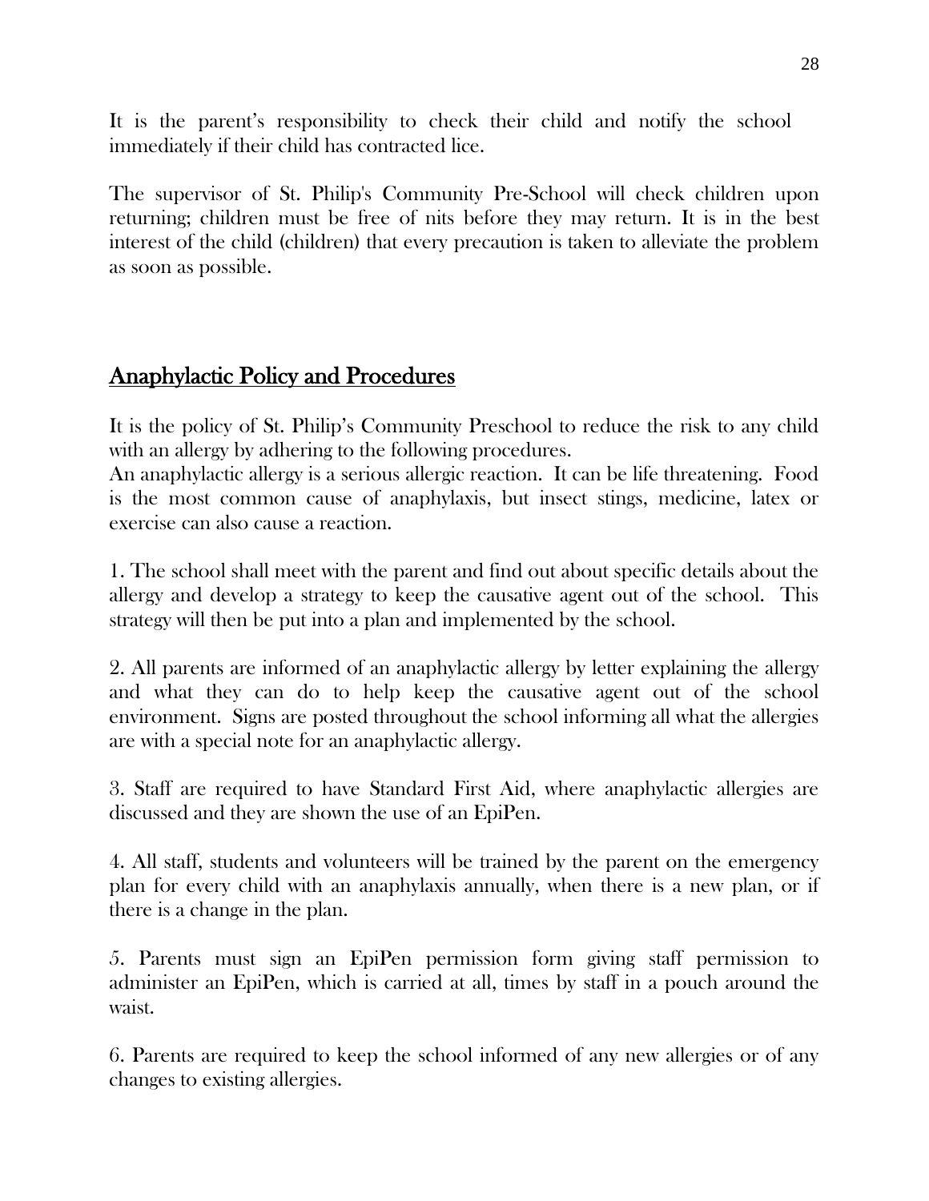It is the parent's responsibility to check their child and notify the school immediately if their child has contracted lice.

The supervisor of St. Philip's Community Pre-School will check children upon returning; children must be free of nits before they may return. It is in the best interest of the child (children) that every precaution is taken to alleviate the problem as soon as possible.

## <u>Anaphylactic Policy and Procedures</u>

It is the policy of St. Philip's Community Preschool to reduce the risk to any child with an allergy by adhering to the following procedures.
An anaphylactic allergy is a serious allergic reaction. It can be life threatening. Food is the most common cause of anaphylaxis, but insect stings, medicine, latex or exercise can also cause a reaction.

1. The school shall meet with the parent and find out about specific details about the allergy and develop a strategy to keep the causative agent out of the school. This strategy will then be put into a plan and implemented by the school.

2. All parents are informed of an anaphylactic allergy by letter explaining the allergy and what they can do to help keep the causative agent out of the school environment. Signs are posted throughout the school informing all what the allergies are with a special note for an anaphylactic allergy.

3. Staff are required to have Standard First Aid, where anaphylactic allergies are discussed and they are shown the use of an EpiPen.

4. All staff, students and volunteers will be trained by the parent on the emergency plan for every child with an anaphylaxis annually, when there is a new plan, or if there is a change in the plan.

5. Parents must sign an EpiPen permission form giving staff permission to administer an EpiPen, which is carried at all, times by staff in a pouch around the waist.

6. Parents are required to keep the school informed of any new allergies or of any changes to existing allergies.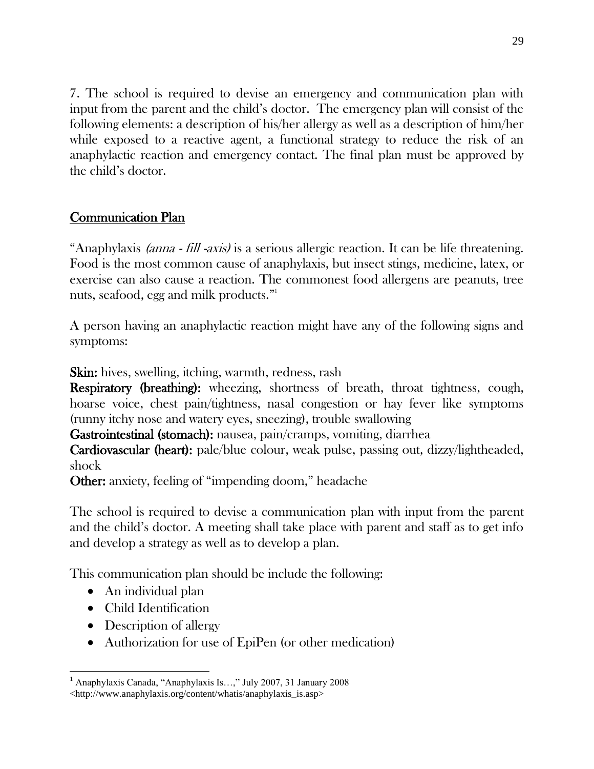7. The school is required to devise an emergency and communication plan with input from the parent and the child's doctor. The emergency plan will consist of the following elements: a description of his/her allergy as well as a description of him/her while exposed to a reactive agent, a functional strategy to reduce the risk of an anaphylactic reaction and emergency contact. The final plan must be approved by the child's doctor.

## Communication Plan

"Anaphylaxis *(anna - fill -axis)* is a serious allergic reaction. It can be life threatening. Food is the most common cause of anaphylaxis, but insect stings, medicine, latex, or exercise can also cause a reaction. The commonest food allergens are peanuts, tree nuts, seafood, egg and milk products."[1]

A person having an anaphylactic reaction might have any of the following signs and symptoms:

**Skin:** hives, swelling, itching, warmth, redness, rash
**Respiratory (breathing):** wheezing, shortness of breath, throat tightness, cough, hoarse voice, chest pain/tightness, nasal congestion or hay fever like symptoms (runny itchy nose and watery eyes, sneezing), trouble swallowing
**Gastrointestinal (stomach):** nausea, pain/cramps, vomiting, diarrhea
**Cardiovascular (heart):** pale/blue colour, weak pulse, passing out, dizzy/lightheaded, shock
**Other:** anxiety, feeling of "impending doom," headache

The school is required to devise a communication plan with input from the parent and the child's doctor. A meeting shall take place with parent and staff as to get info and develop a strategy as well as to develop a plan.

This communication plan should be include the following:

- An individual plan
- Child Identification
- Description of allergy
- Authorization for use of EpiPen (or other medication)

---

[1] Anaphylaxis Canada, "Anaphylaxis Is…," July 2007, 31 January 2008 <http://www.anaphylaxis.org/content/whatis/anaphylaxis_is.asp>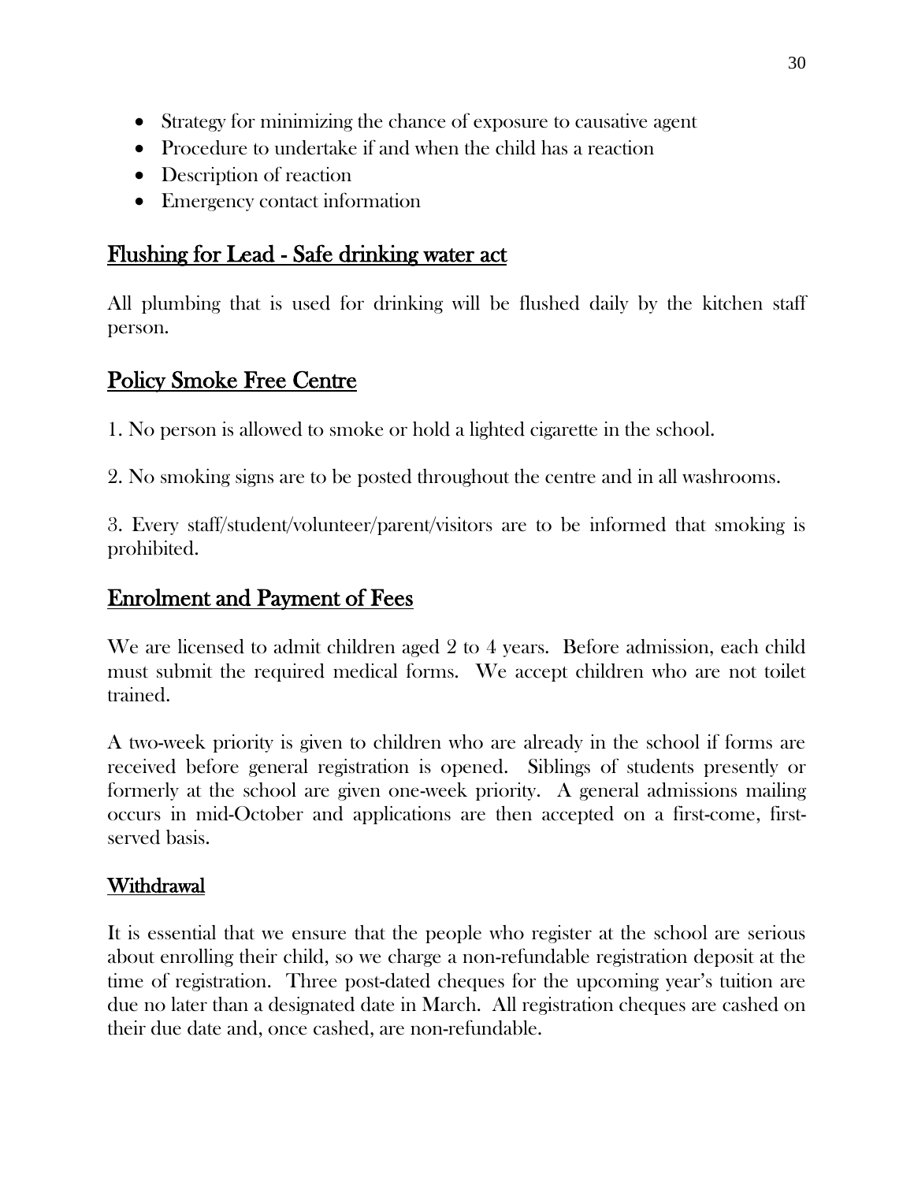- Strategy for minimizing the chance of exposure to causative agent
- Procedure to undertake if and when the child has a reaction
- Description of reaction
- Emergency contact information

## Flushing for Lead - Safe drinking water act

All plumbing that is used for drinking will be flushed daily by the kitchen staff person.

## Policy Smoke Free Centre

1. No person is allowed to smoke or hold a lighted cigarette in the school.

2. No smoking signs are to be posted throughout the centre and in all washrooms.

3. Every staff/student/volunteer/parent/visitors are to be informed that smoking is prohibited.

## Enrolment and Payment of Fees

We are licensed to admit children aged 2 to 4 years. Before admission, each child must submit the required medical forms. We accept children who are not toilet trained.

A two-week priority is given to children who are already in the school if forms are received before general registration is opened. Siblings of students presently or formerly at the school are given one-week priority. A general admissions mailing occurs in mid-October and applications are then accepted on a first-come, first-served basis.

### Withdrawal

It is essential that we ensure that the people who register at the school are serious about enrolling their child, so we charge a non-refundable registration deposit at the time of registration. Three post-dated cheques for the upcoming year's tuition are due no later than a designated date in March. All registration cheques are cashed on their due date and, once cashed, are non-refundable.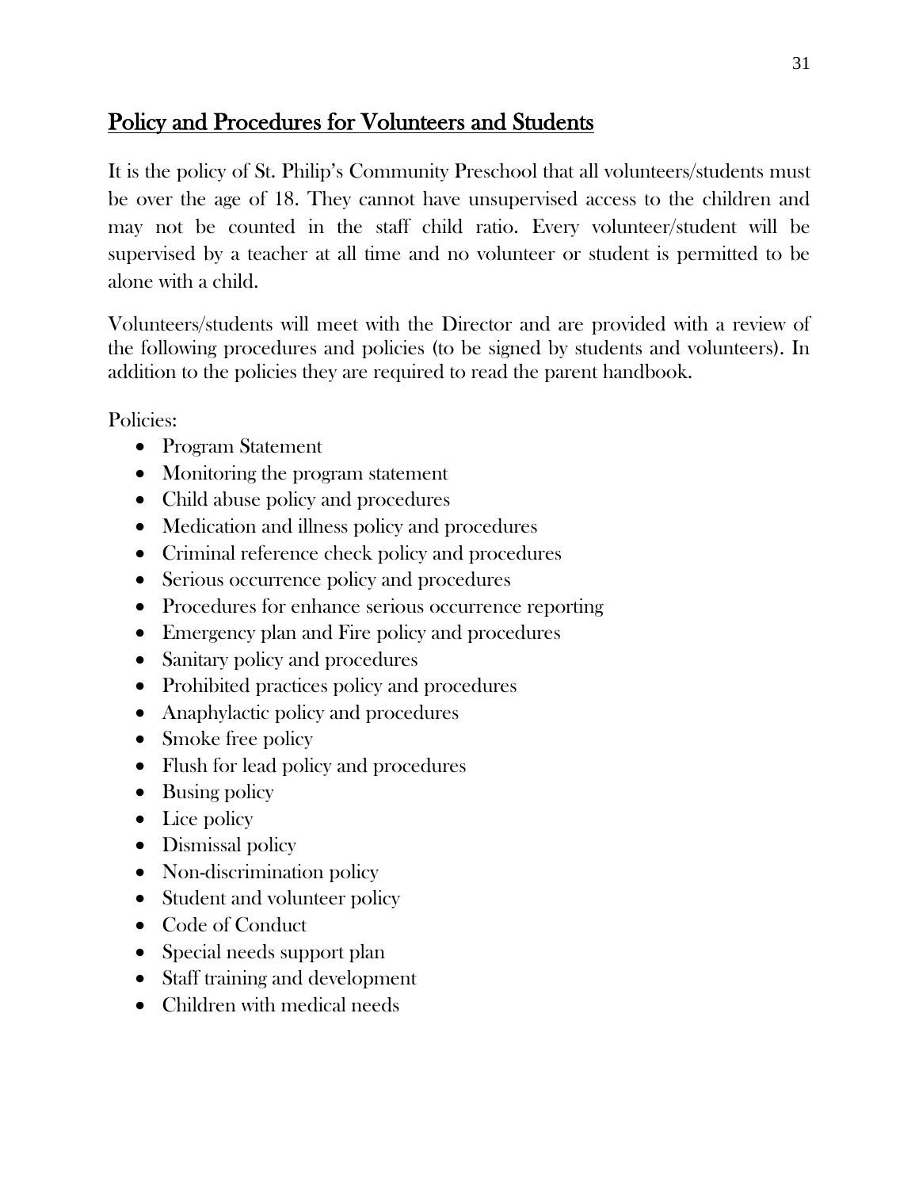## Policy and Procedures for Volunteers and Students

It is the policy of St. Philip's Community Preschool that all volunteers/students must be over the age of 18. They cannot have unsupervised access to the children and may not be counted in the staff child ratio. Every volunteer/student will be supervised by a teacher at all time and no volunteer or student is permitted to be alone with a child.

Volunteers/students will meet with the Director and are provided with a review of the following procedures and policies (to be signed by students and volunteers). In addition to the policies they are required to read the parent handbook.

Policies:

- Program Statement
- Monitoring the program statement
- Child abuse policy and procedures
- Medication and illness policy and procedures
- Criminal reference check policy and procedures
- Serious occurrence policy and procedures
- Procedures for enhance serious occurrence reporting
- Emergency plan and Fire policy and procedures
- Sanitary policy and procedures
- Prohibited practices policy and procedures
- Anaphylactic policy and procedures
- Smoke free policy
- Flush for lead policy and procedures
- Busing policy
- Lice policy
- Dismissal policy
- Non-discrimination policy
- Student and volunteer policy
- Code of Conduct
- Special needs support plan
- Staff training and development
- Children with medical needs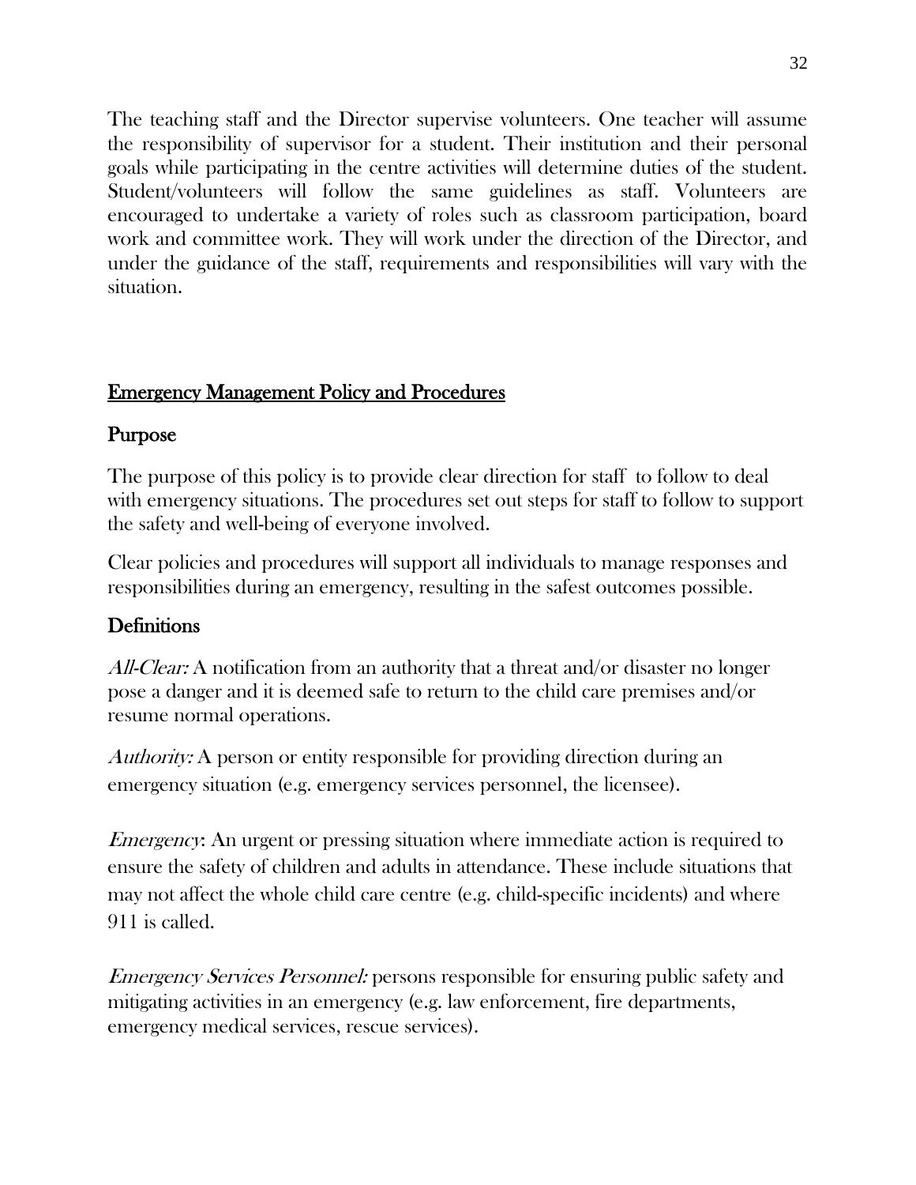The teaching staff and the Director supervise volunteers. One teacher will assume the responsibility of supervisor for a student. Their institution and their personal goals while participating in the centre activities will determine duties of the student. Student/volunteers will follow the same guidelines as staff. Volunteers are encouraged to undertake a variety of roles such as classroom participation, board work and committee work. They will work under the direction of the Director, and under the guidance of the staff, requirements and responsibilities will vary with the situation.

## Emergency Management Policy and Procedures

### Purpose

The purpose of this policy is to provide clear direction for staff to follow to deal with emergency situations. The procedures set out steps for staff to follow to support the safety and well-being of everyone involved.

Clear policies and procedures will support all individuals to manage responses and responsibilities during an emergency, resulting in the safest outcomes possible.

### Definitions

*All-Clear:* A notification from an authority that a threat and/or disaster no longer pose a danger and it is deemed safe to return to the child care premises and/or resume normal operations.

*Authority:* A person or entity responsible for providing direction during an emergency situation (e.g. emergency services personnel, the licensee).

*Emergency*: An urgent or pressing situation where immediate action is required to ensure the safety of children and adults in attendance. These include situations that may not affect the whole child care centre (e.g. child-specific incidents) and where 911 is called.

*Emergency Services Personnel:* persons responsible for ensuring public safety and mitigating activities in an emergency (e.g. law enforcement, fire departments, emergency medical services, rescue services).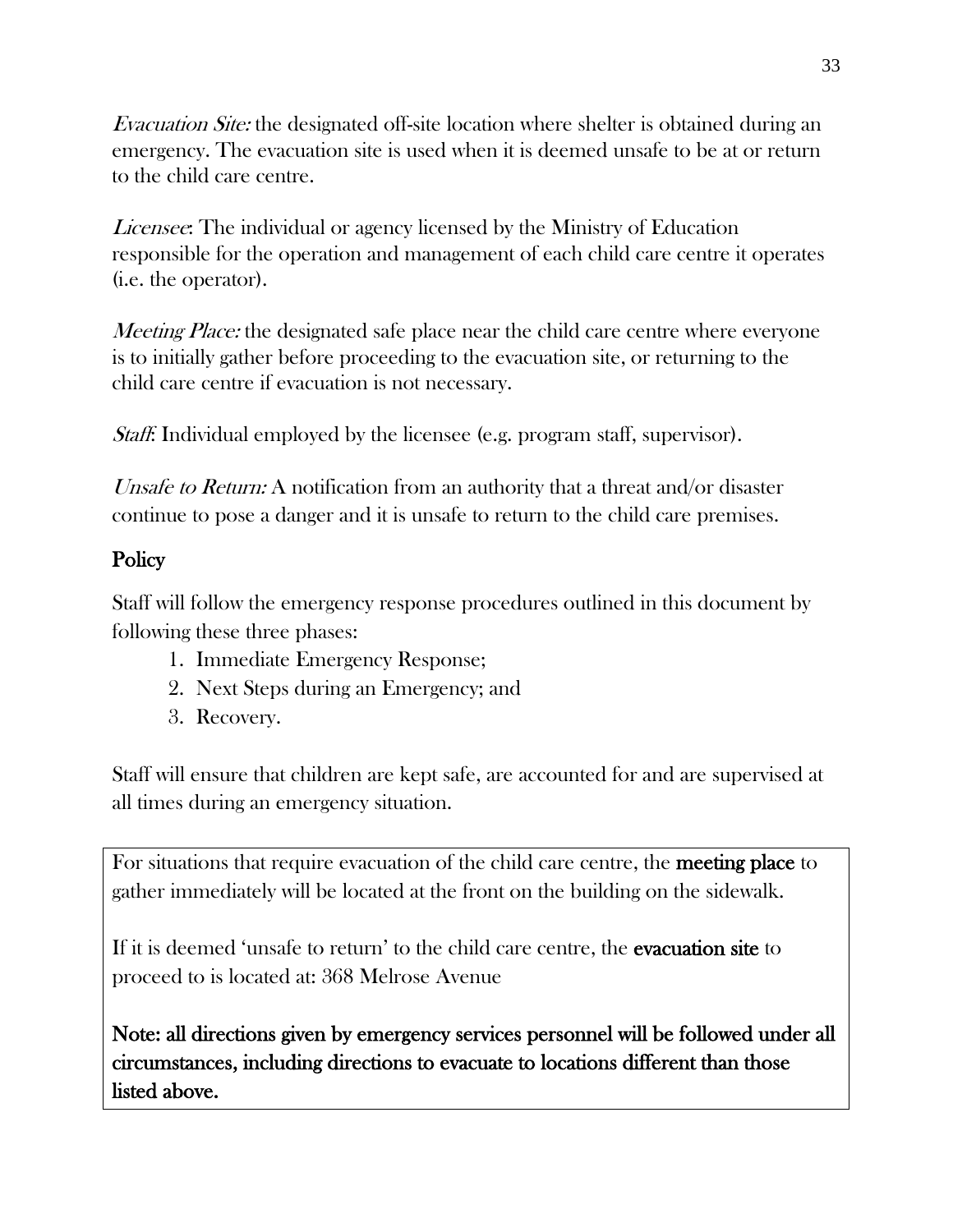*Evacuation Site:* the designated off-site location where shelter is obtained during an emergency. The evacuation site is used when it is deemed unsafe to be at or return to the child care centre.

*Licensee*: The individual or agency licensed by the Ministry of Education responsible for the operation and management of each child care centre it operates (i.e. the operator).

*Meeting Place:* the designated safe place near the child care centre where everyone is to initially gather before proceeding to the evacuation site, or returning to the child care centre if evacuation is not necessary.

*Staff*: Individual employed by the licensee (e.g. program staff, supervisor).

*Unsafe to Return:* A notification from an authority that a threat and/or disaster continue to pose a danger and it is unsafe to return to the child care premises.

## Policy

Staff will follow the emergency response procedures outlined in this document by following these three phases:

1. Immediate Emergency Response;
2. Next Steps during an Emergency; and
3. Recovery.

Staff will ensure that children are kept safe, are accounted for and are supervised at all times during an emergency situation.

For situations that require evacuation of the child care centre, the **meeting place** to gather immediately will be located at the front on the building on the sidewalk.

If it is deemed 'unsafe to return' to the child care centre, the **evacuation site** to proceed to is located at: 368 Melrose Avenue

**Note: all directions given by emergency services personnel will be followed under all circumstances, including directions to evacuate to locations different than those listed above.**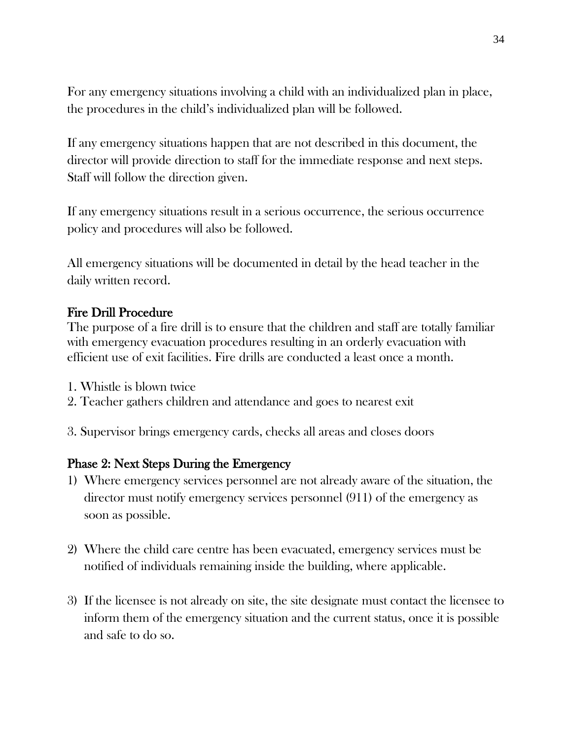For any emergency situations involving a child with an individualized plan in place, the procedures in the child's individualized plan will be followed.

If any emergency situations happen that are not described in this document, the director will provide direction to staff for the immediate response and next steps. Staff will follow the direction given.

If any emergency situations result in a serious occurrence, the serious occurrence policy and procedures will also be followed.

All emergency situations will be documented in detail by the head teacher in the daily written record.

## Fire Drill Procedure

The purpose of a fire drill is to ensure that the children and staff are totally familiar with emergency evacuation procedures resulting in an orderly evacuation with efficient use of exit facilities. Fire drills are conducted a least once a month.

1. Whistle is blown twice
2. Teacher gathers children and attendance and goes to nearest exit
3. Supervisor brings emergency cards, checks all areas and closes doors

## Phase 2: Next Steps During the Emergency

1) Where emergency services personnel are not already aware of the situation, the director must notify emergency services personnel (911) of the emergency as soon as possible.
2) Where the child care centre has been evacuated, emergency services must be notified of individuals remaining inside the building, where applicable.
3) If the licensee is not already on site, the site designate must contact the licensee to inform them of the emergency situation and the current status, once it is possible and safe to do so.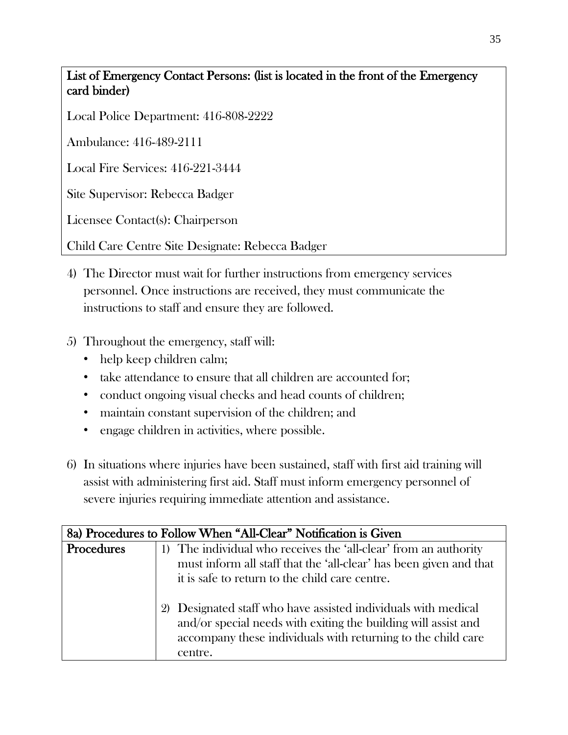| List of Emergency Contact Persons: (list is located in the front of the Emergency card binder) |
|---|
| Local Police Department: 416-808-2222 |
| Ambulance: 416-489-2111 |
| Local Fire Services: 416-221-3444 |
| Site Supervisor: Rebecca Badger |
| Licensee Contact(s): Chairperson |
| Child Care Centre Site Designate: Rebecca Badger |

4) The Director must wait for further instructions from emergency services personnel. Once instructions are received, they must communicate the instructions to staff and ensure they are followed.

5) Throughout the emergency, staff will:
   - help keep children calm;
   - take attendance to ensure that all children are accounted for;
   - conduct ongoing visual checks and head counts of children;
   - maintain constant supervision of the children; and
   - engage children in activities, where possible.

6) In situations where injuries have been sustained, staff with first aid training will assist with administering first aid. Staff must inform emergency personnel of severe injuries requiring immediate attention and assistance.

| 8a) Procedures to Follow When "All-Clear" Notification is Given | |
|---|---|
| **Procedures** | 1) The individual who receives the 'all-clear' from an authority must inform all staff that the 'all-clear' has been given and that it is safe to return to the child care centre.<br><br>2) Designated staff who have assisted individuals with medical and/or special needs with exiting the building will assist and accompany these individuals with returning to the child care centre. |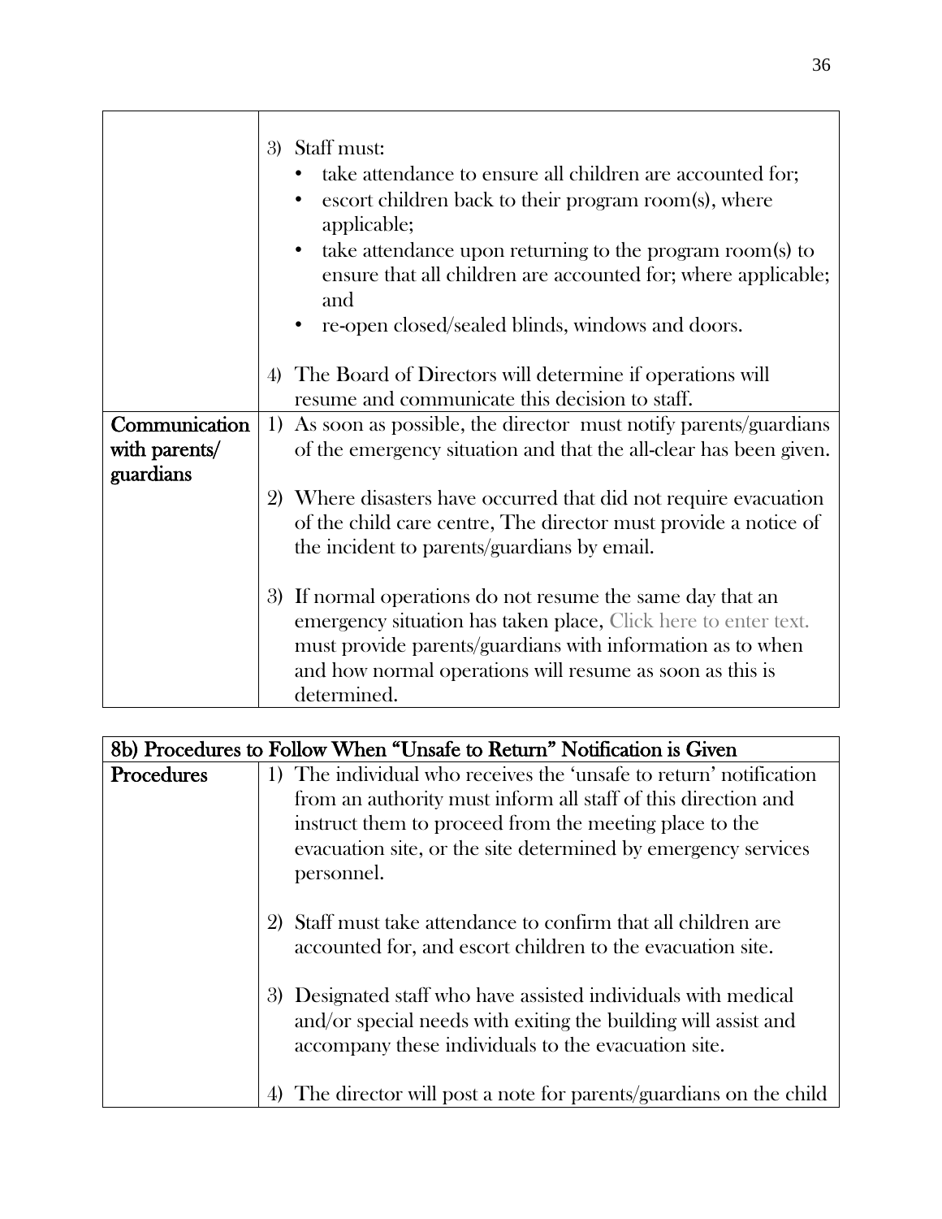| | |
|---|---|
| | 3) Staff must:<br>• take attendance to ensure all children are accounted for;<br>• escort children back to their program room(s), where applicable;<br>• take attendance upon returning to the program room(s) to ensure that all children are accounted for; where applicable; and<br>• re-open closed/sealed blinds, windows and doors.<br><br>4) The Board of Directors will determine if operations will resume and communicate this decision to staff. |
| **Communication with parents/ guardians** | 1) As soon as possible, the director must notify parents/guardians of the emergency situation and that the all-clear has been given.<br><br>2) Where disasters have occurred that did not require evacuation of the child care centre, The director must provide a notice of the incident to parents/guardians by email.<br><br>3) If normal operations do not resume the same day that an emergency situation has taken place, Click here to enter text. must provide parents/guardians with information as to when and how normal operations will resume as soon as this is determined. |

| **8b) Procedures to Follow When "Unsafe to Return" Notification is Given** | |
|---|---|
| **Procedures** | 1) The individual who receives the 'unsafe to return' notification from an authority must inform all staff of this direction and instruct them to proceed from the meeting place to the evacuation site, or the site determined by emergency services personnel.<br><br>2) Staff must take attendance to confirm that all children are accounted for, and escort children to the evacuation site.<br><br>3) Designated staff who have assisted individuals with medical and/or special needs with exiting the building will assist and accompany these individuals to the evacuation site.<br><br>4) The director will post a note for parents/guardians on the child |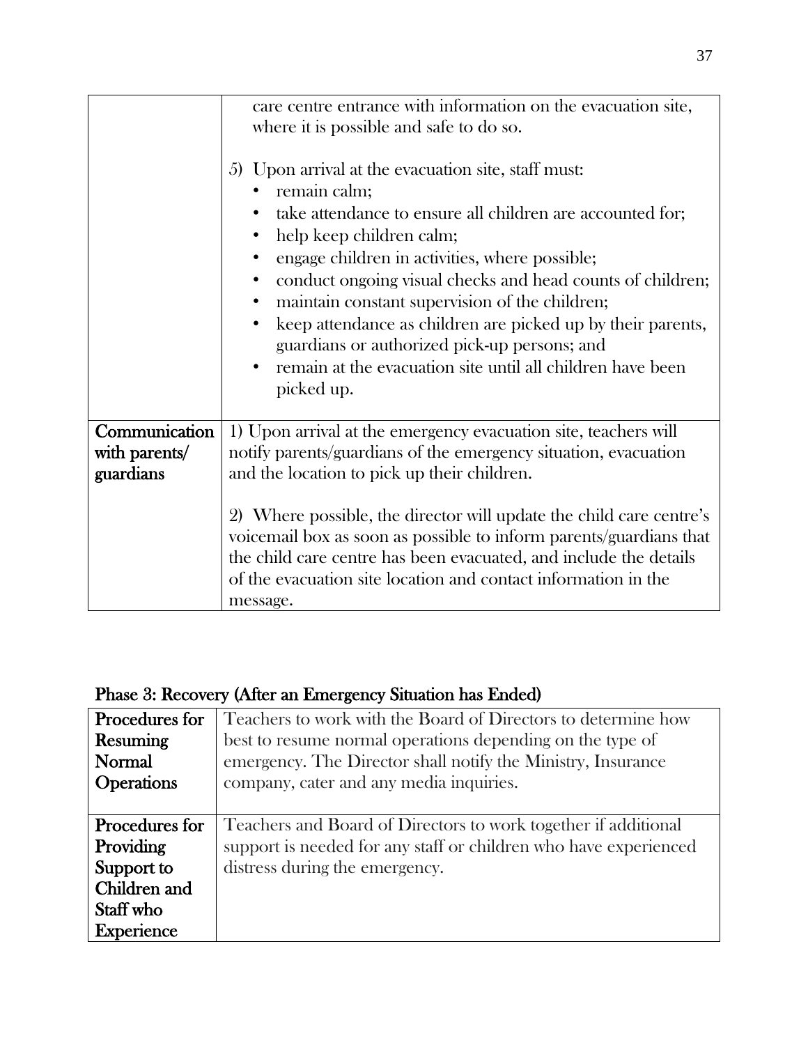| | |
|---|---|
| | care centre entrance with information on the evacuation site, where it is possible and safe to do so.<br><br>5) Upon arrival at the evacuation site, staff must:<br>• remain calm;<br>• take attendance to ensure all children are accounted for;<br>• help keep children calm;<br>• engage children in activities, where possible;<br>• conduct ongoing visual checks and head counts of children;<br>• maintain constant supervision of the children;<br>• keep attendance as children are picked up by their parents, guardians or authorized pick-up persons; and<br>• remain at the evacuation site until all children have been picked up. |
| **Communication with parents/ guardians** | 1) Upon arrival at the emergency evacuation site, teachers will notify parents/guardians of the emergency situation, evacuation and the location to pick up their children.<br><br>2) Where possible, the director will update the child care centre's voicemail box as soon as possible to inform parents/guardians that the child care centre has been evacuated, and include the details of the evacuation site location and contact information in the message. |

## Phase 3: Recovery (After an Emergency Situation has Ended)

| | |
|---|---|
| **Procedures for Resuming Normal Operations** | Teachers to work with the Board of Directors to determine how best to resume normal operations depending on the type of emergency. The Director shall notify the Ministry, Insurance company, cater and any media inquiries. |
| **Procedures for Providing Support to Children and Staff who Experience** | Teachers and Board of Directors to work together if additional support is needed for any staff or children who have experienced distress during the emergency. |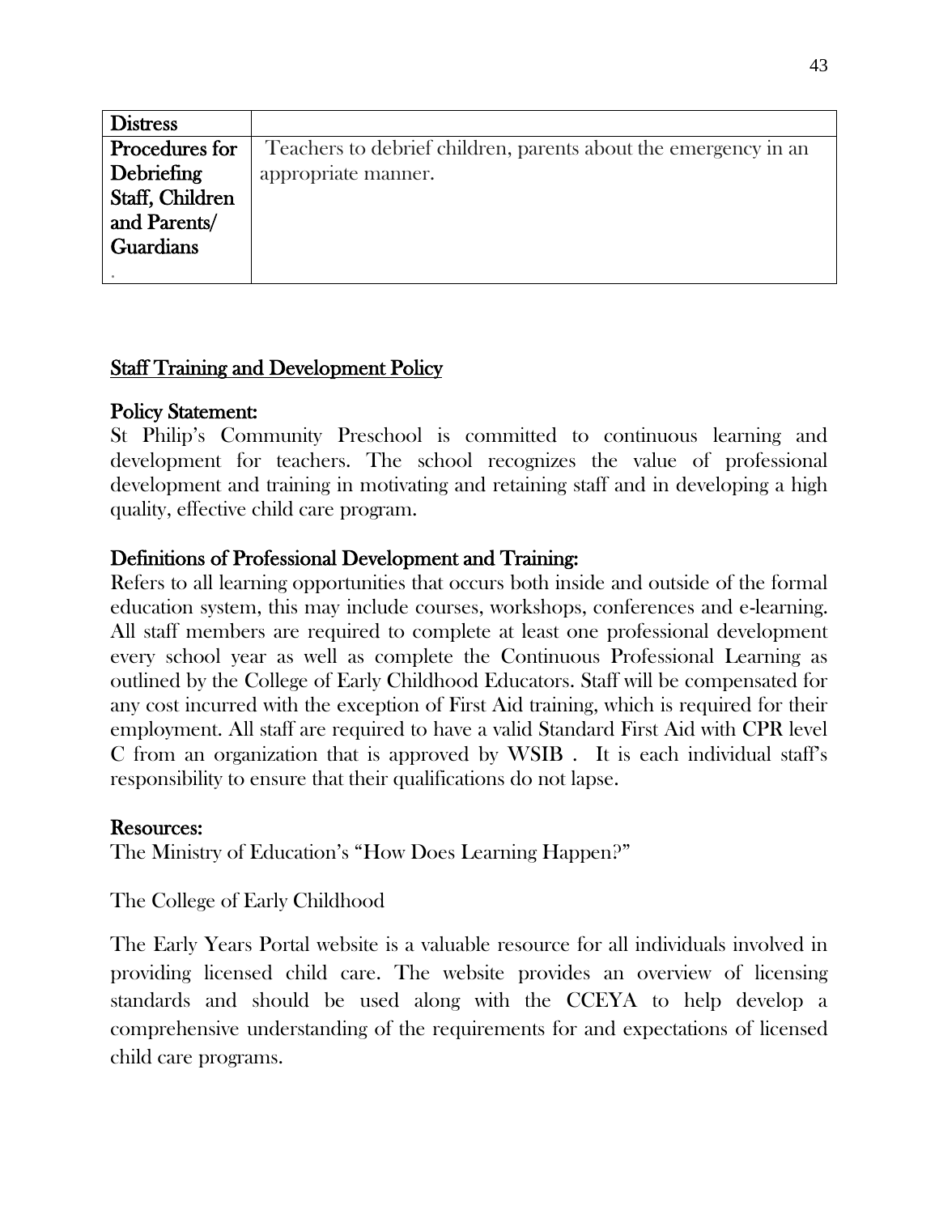| **Distress** | |
|---|---|
| **Procedures for Debriefing Staff, Children and Parents/ Guardians** . | Teachers to debrief children, parents about the emergency in an appropriate manner. |

## Staff Training and Development Policy

### Policy Statement:

St Philip's Community Preschool is committed to continuous learning and development for teachers. The school recognizes the value of professional development and training in motivating and retaining staff and in developing a high quality, effective child care program.

### Definitions of Professional Development and Training:

Refers to all learning opportunities that occurs both inside and outside of the formal education system, this may include courses, workshops, conferences and e-learning. All staff members are required to complete at least one professional development every school year as well as complete the Continuous Professional Learning as outlined by the College of Early Childhood Educators. Staff will be compensated for any cost incurred with the exception of First Aid training, which is required for their employment. All staff are required to have a valid Standard First Aid with CPR level C from an organization that is approved by WSIB . It is each individual staff's responsibility to ensure that their qualifications do not lapse.

### Resources:

The Ministry of Education's "How Does Learning Happen?"

The College of Early Childhood

The Early Years Portal website is a valuable resource for all individuals involved in providing licensed child care. The website provides an overview of licensing standards and should be used along with the CCEYA to help develop a comprehensive understanding of the requirements for and expectations of licensed child care programs.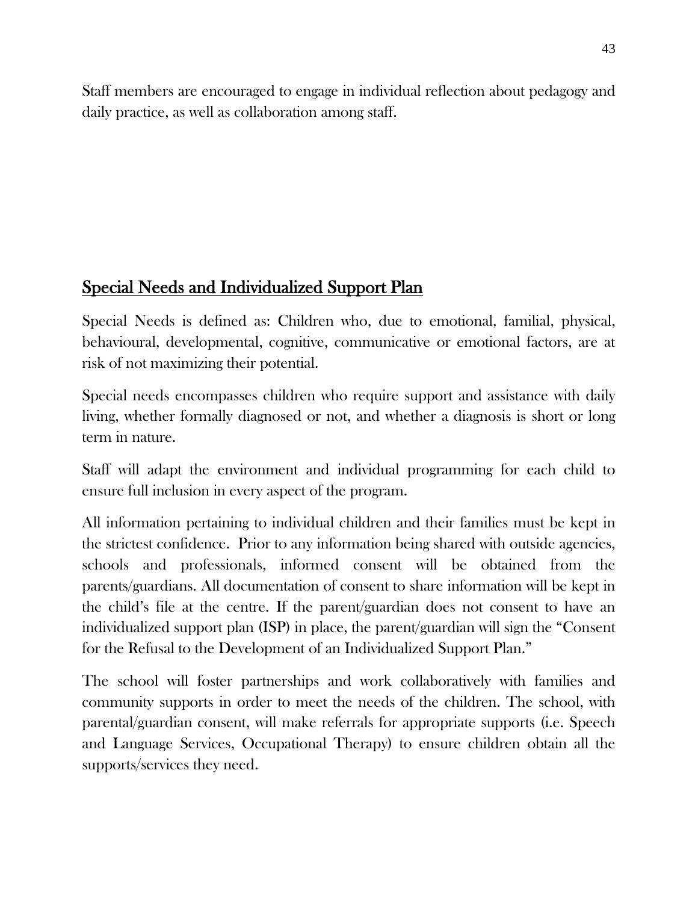Staff members are encouraged to engage in individual reflection about pedagogy and daily practice, as well as collaboration among staff.

## Special Needs and Individualized Support Plan

Special Needs is defined as: Children who, due to emotional, familial, physical, behavioural, developmental, cognitive, communicative or emotional factors, are at risk of not maximizing their potential.

Special needs encompasses children who require support and assistance with daily living, whether formally diagnosed or not, and whether a diagnosis is short or long term in nature.

Staff will adapt the environment and individual programming for each child to ensure full inclusion in every aspect of the program.

All information pertaining to individual children and their families must be kept in the strictest confidence. Prior to any information being shared with outside agencies, schools and professionals, informed consent will be obtained from the parents/guardians. All documentation of consent to share information will be kept in the child's file at the centre. If the parent/guardian does not consent to have an individualized support plan (ISP) in place, the parent/guardian will sign the "Consent for the Refusal to the Development of an Individualized Support Plan."

The school will foster partnerships and work collaboratively with families and community supports in order to meet the needs of the children. The school, with parental/guardian consent, will make referrals for appropriate supports (i.e. Speech and Language Services, Occupational Therapy) to ensure children obtain all the supports/services they need.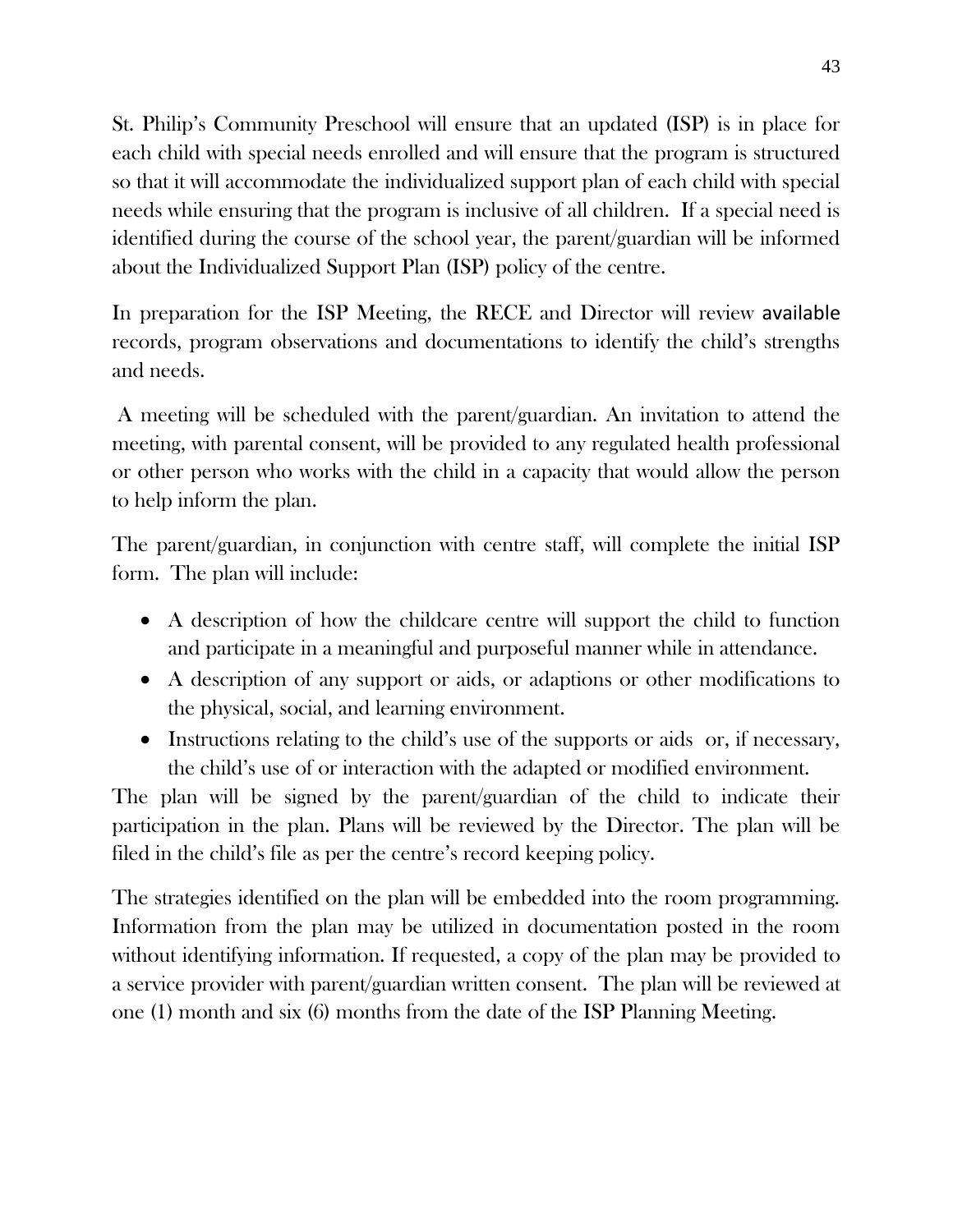St. Philip's Community Preschool will ensure that an updated (ISP) is in place for each child with special needs enrolled and will ensure that the program is structured so that it will accommodate the individualized support plan of each child with special needs while ensuring that the program is inclusive of all children. If a special need is identified during the course of the school year, the parent/guardian will be informed about the Individualized Support Plan (ISP) policy of the centre.

In preparation for the ISP Meeting, the RECE and Director will review available records, program observations and documentations to identify the child's strengths and needs.

A meeting will be scheduled with the parent/guardian. An invitation to attend the meeting, with parental consent, will be provided to any regulated health professional or other person who works with the child in a capacity that would allow the person to help inform the plan.

The parent/guardian, in conjunction with centre staff, will complete the initial ISP form. The plan will include:

- A description of how the childcare centre will support the child to function and participate in a meaningful and purposeful manner while in attendance.
- A description of any support or aids, or adaptions or other modifications to the physical, social, and learning environment.
- Instructions relating to the child's use of the supports or aids or, if necessary, the child's use of or interaction with the adapted or modified environment.

The plan will be signed by the parent/guardian of the child to indicate their participation in the plan. Plans will be reviewed by the Director. The plan will be filed in the child's file as per the centre's record keeping policy.

The strategies identified on the plan will be embedded into the room programming. Information from the plan may be utilized in documentation posted in the room without identifying information. If requested, a copy of the plan may be provided to a service provider with parent/guardian written consent. The plan will be reviewed at one (1) month and six (6) months from the date of the ISP Planning Meeting.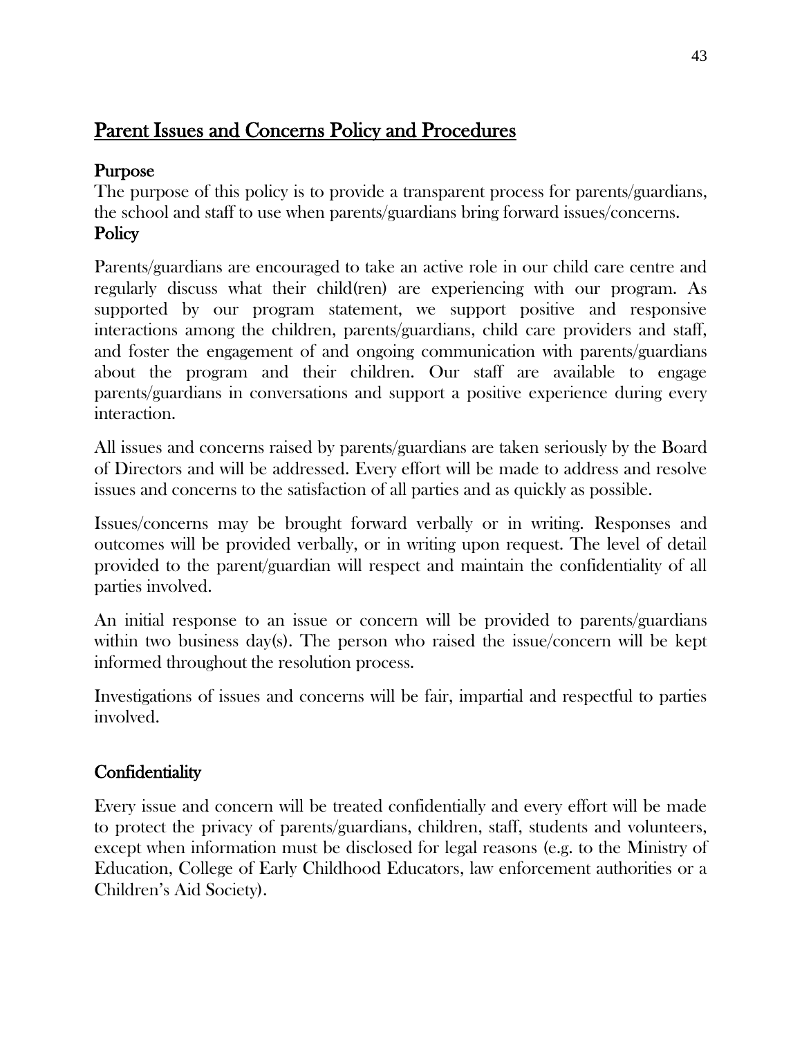# Parent Issues and Concerns Policy and Procedures

## Purpose

The purpose of this policy is to provide a transparent process for parents/guardians, the school and staff to use when parents/guardians bring forward issues/concerns.

## Policy

Parents/guardians are encouraged to take an active role in our child care centre and regularly discuss what their child(ren) are experiencing with our program. As supported by our program statement, we support positive and responsive interactions among the children, parents/guardians, child care providers and staff, and foster the engagement of and ongoing communication with parents/guardians about the program and their children. Our staff are available to engage parents/guardians in conversations and support a positive experience during every interaction.

All issues and concerns raised by parents/guardians are taken seriously by the Board of Directors and will be addressed. Every effort will be made to address and resolve issues and concerns to the satisfaction of all parties and as quickly as possible.

Issues/concerns may be brought forward verbally or in writing. Responses and outcomes will be provided verbally, or in writing upon request. The level of detail provided to the parent/guardian will respect and maintain the confidentiality of all parties involved.

An initial response to an issue or concern will be provided to parents/guardians within two business day(s). The person who raised the issue/concern will be kept informed throughout the resolution process.

Investigations of issues and concerns will be fair, impartial and respectful to parties involved.

## Confidentiality

Every issue and concern will be treated confidentially and every effort will be made to protect the privacy of parents/guardians, children, staff, students and volunteers, except when information must be disclosed for legal reasons (e.g. to the Ministry of Education, College of Early Childhood Educators, law enforcement authorities or a Children's Aid Society).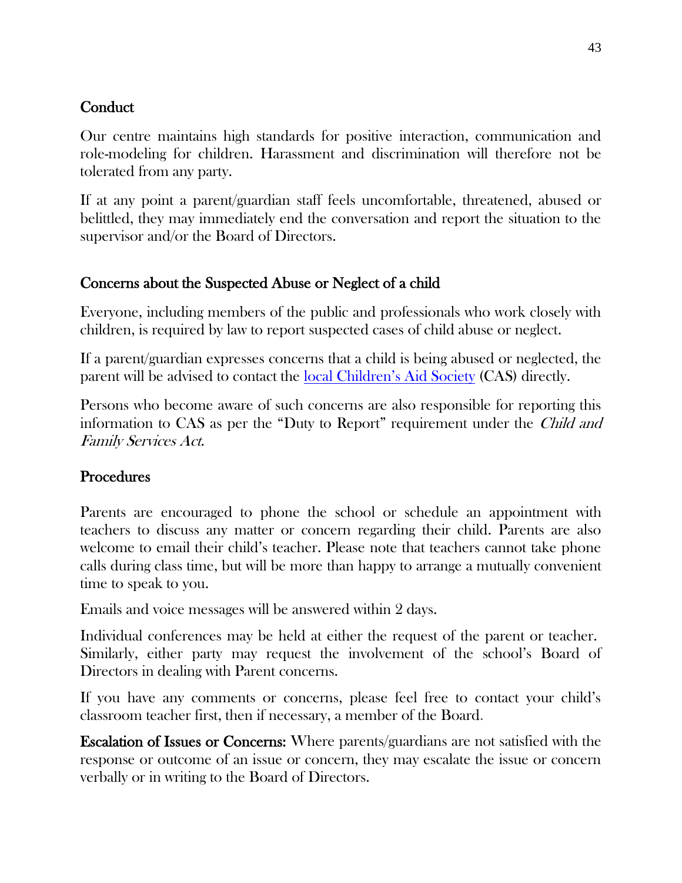## Conduct

Our centre maintains high standards for positive interaction, communication and role-modeling for children. Harassment and discrimination will therefore not be tolerated from any party.

If at any point a parent/guardian staff feels uncomfortable, threatened, abused or belittled, they may immediately end the conversation and report the situation to the supervisor and/or the Board of Directors.

## Concerns about the Suspected Abuse or Neglect of a child

Everyone, including members of the public and professionals who work closely with children, is required by law to report suspected cases of child abuse or neglect.

If a parent/guardian expresses concerns that a child is being abused or neglected, the parent will be advised to contact the local Children's Aid Society (CAS) directly.

Persons who become aware of such concerns are also responsible for reporting this information to CAS as per the "Duty to Report" requirement under the *Child and Family Services Act*.

## Procedures

Parents are encouraged to phone the school or schedule an appointment with teachers to discuss any matter or concern regarding their child. Parents are also welcome to email their child's teacher. Please note that teachers cannot take phone calls during class time, but will be more than happy to arrange a mutually convenient time to speak to you.

Emails and voice messages will be answered within 2 days.

Individual conferences may be held at either the request of the parent or teacher. Similarly, either party may request the involvement of the school's Board of Directors in dealing with Parent concerns.

If you have any comments or concerns, please feel free to contact your child's classroom teacher first, then if necessary, a member of the Board.

**Escalation of Issues or Concerns:** Where parents/guardians are not satisfied with the response or outcome of an issue or concern, they may escalate the issue or concern verbally or in writing to the Board of Directors.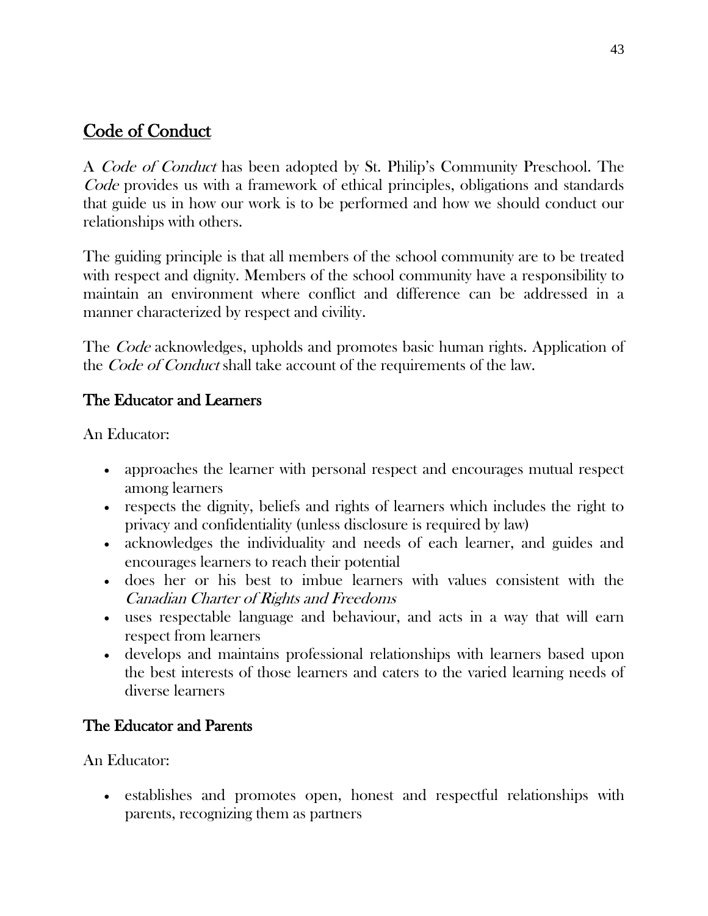## Code of Conduct

A *Code of Conduct* has been adopted by St. Philip's Community Preschool. The *Code* provides us with a framework of ethical principles, obligations and standards that guide us in how our work is to be performed and how we should conduct our relationships with others.

The guiding principle is that all members of the school community are to be treated with respect and dignity. Members of the school community have a responsibility to maintain an environment where conflict and difference can be addressed in a manner characterized by respect and civility.

The *Code* acknowledges, upholds and promotes basic human rights. Application of the *Code of Conduct* shall take account of the requirements of the law.

### The Educator and Learners

An Educator:

- approaches the learner with personal respect and encourages mutual respect among learners
- respects the dignity, beliefs and rights of learners which includes the right to privacy and confidentiality (unless disclosure is required by law)
- acknowledges the individuality and needs of each learner, and guides and encourages learners to reach their potential
- does her or his best to imbue learners with values consistent with the *Canadian Charter of Rights and Freedoms*
- uses respectable language and behaviour, and acts in a way that will earn respect from learners
- develops and maintains professional relationships with learners based upon the best interests of those learners and caters to the varied learning needs of diverse learners

### The Educator and Parents

An Educator:

- establishes and promotes open, honest and respectful relationships with parents, recognizing them as partners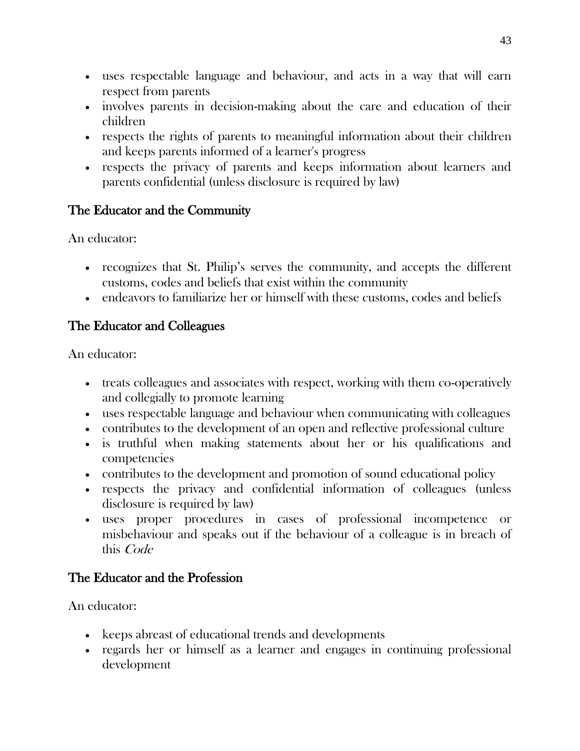- uses respectable language and behaviour, and acts in a way that will earn respect from parents
- involves parents in decision-making about the care and education of their children
- respects the rights of parents to meaningful information about their children and keeps parents informed of a learner's progress
- respects the privacy of parents and keeps information about learners and parents confidential (unless disclosure is required by law)

## The Educator and the Community

An educator:

- recognizes that St. Philip's serves the community, and accepts the different customs, codes and beliefs that exist within the community
- endeavors to familiarize her or himself with these customs, codes and beliefs

## The Educator and Colleagues

An educator:

- treats colleagues and associates with respect, working with them co-operatively and collegially to promote learning
- uses respectable language and behaviour when communicating with colleagues
- contributes to the development of an open and reflective professional culture
- is truthful when making statements about her or his qualifications and competencies
- contributes to the development and promotion of sound educational policy
- respects the privacy and confidential information of colleagues (unless disclosure is required by law)
- uses proper procedures in cases of professional incompetence or misbehaviour and speaks out if the behaviour of a colleague is in breach of this *Code*

## The Educator and the Profession

An educator:

- keeps abreast of educational trends and developments
- regards her or himself as a learner and engages in continuing professional development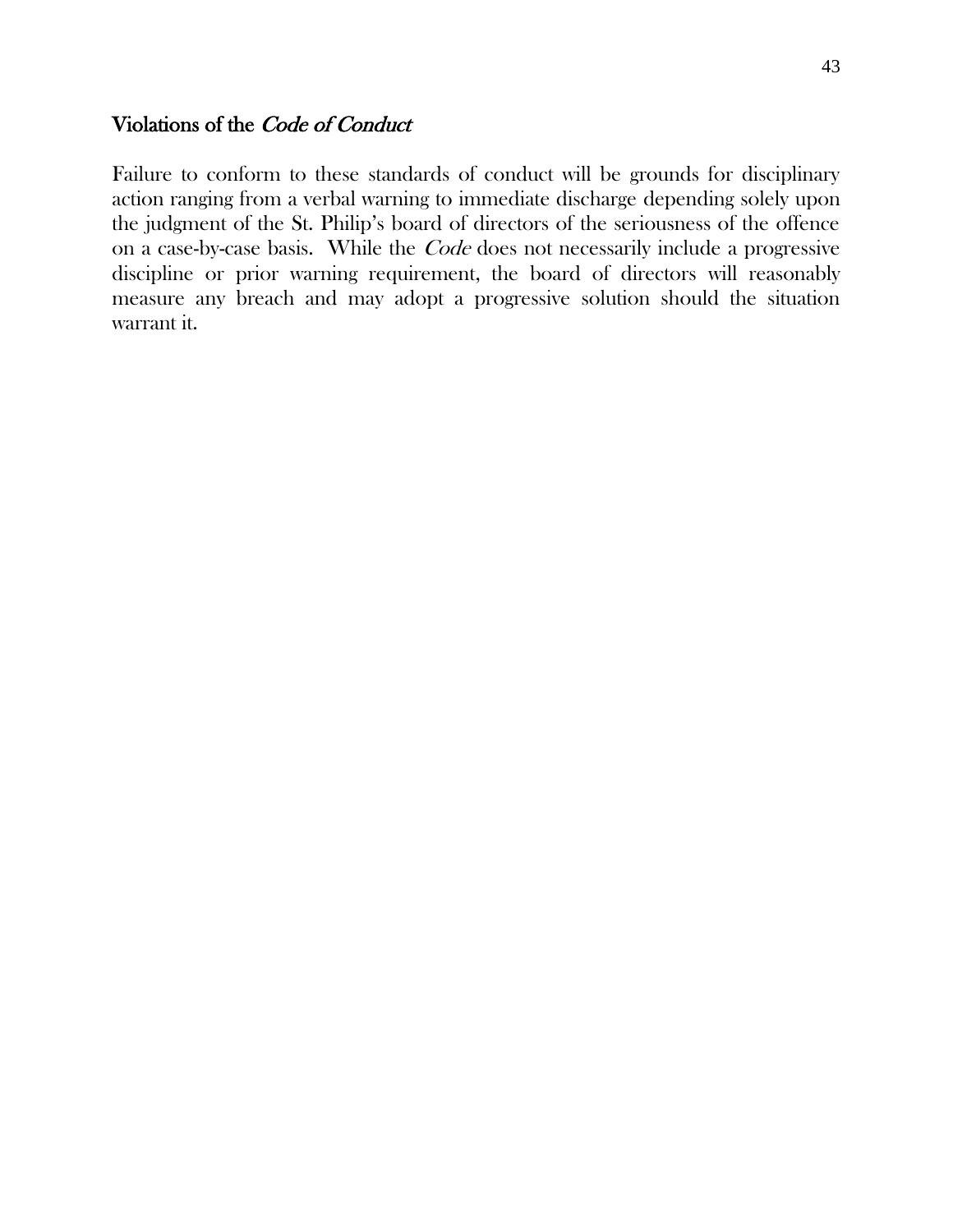## Violations of the *Code of Conduct*

Failure to conform to these standards of conduct will be grounds for disciplinary action ranging from a verbal warning to immediate discharge depending solely upon the judgment of the St. Philip's board of directors of the seriousness of the offence on a case-by-case basis. While the *Code* does not necessarily include a progressive discipline or prior warning requirement, the board of directors will reasonably measure any breach and may adopt a progressive solution should the situation warrant it.